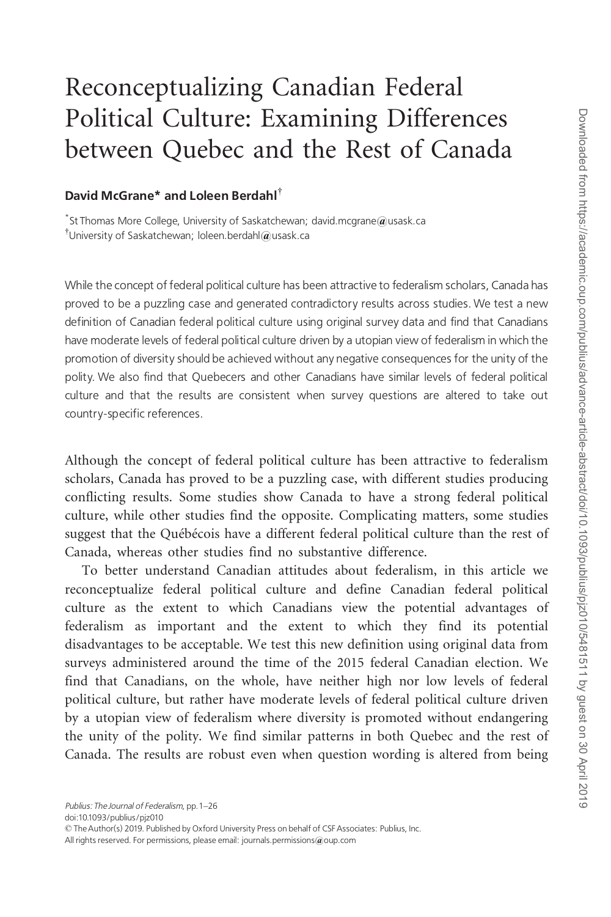# Reconceptualizing Canadian Federal Political Culture: Examining Differences between Quebec and the Rest of Canada

**David McGrane\* and Loleen Berdahl†**

\*St Thomas More College, University of Saskatchewan; david.mcgrane@usask.ca
†University of Saskatchewan; loleen.berdahl@usask.ca

While the concept of federal political culture has been attractive to federalism scholars, Canada has proved to be a puzzling case and generated contradictory results across studies. We test a new definition of Canadian federal political culture using original survey data and find that Canadians have moderate levels of federal political culture driven by a utopian view of federalism in which the promotion of diversity should be achieved without any negative consequences for the unity of the polity. We also find that Quebecers and other Canadians have similar levels of federal political culture and that the results are consistent when survey questions are altered to take out country-specific references.

Although the concept of federal political culture has been attractive to federalism scholars, Canada has proved to be a puzzling case, with different studies producing conflicting results. Some studies show Canada to have a strong federal political culture, while other studies find the opposite. Complicating matters, some studies suggest that the Québécois have a different federal political culture than the rest of Canada, whereas other studies find no substantive difference.

To better understand Canadian attitudes about federalism, in this article we reconceptualize federal political culture and define Canadian federal political culture as the extent to which Canadians view the potential advantages of federalism as important and the extent to which they find its potential disadvantages to be acceptable. We test this new definition using original data from surveys administered around the time of the 2015 federal Canadian election. We find that Canadians, on the whole, have neither high nor low levels of federal political culture, but rather have moderate levels of federal political culture driven by a utopian view of federalism where diversity is promoted without endangering the unity of the polity. We find similar patterns in both Quebec and the rest of Canada. The results are robust even when question wording is altered from being

doi:10.1093/publius/pjz010
© The Author(s) 2019. Published by Oxford University Press on behalf of CSF Associates: Publius, Inc.
All rights reserved. For permissions, please email: journals.permissions@oup.com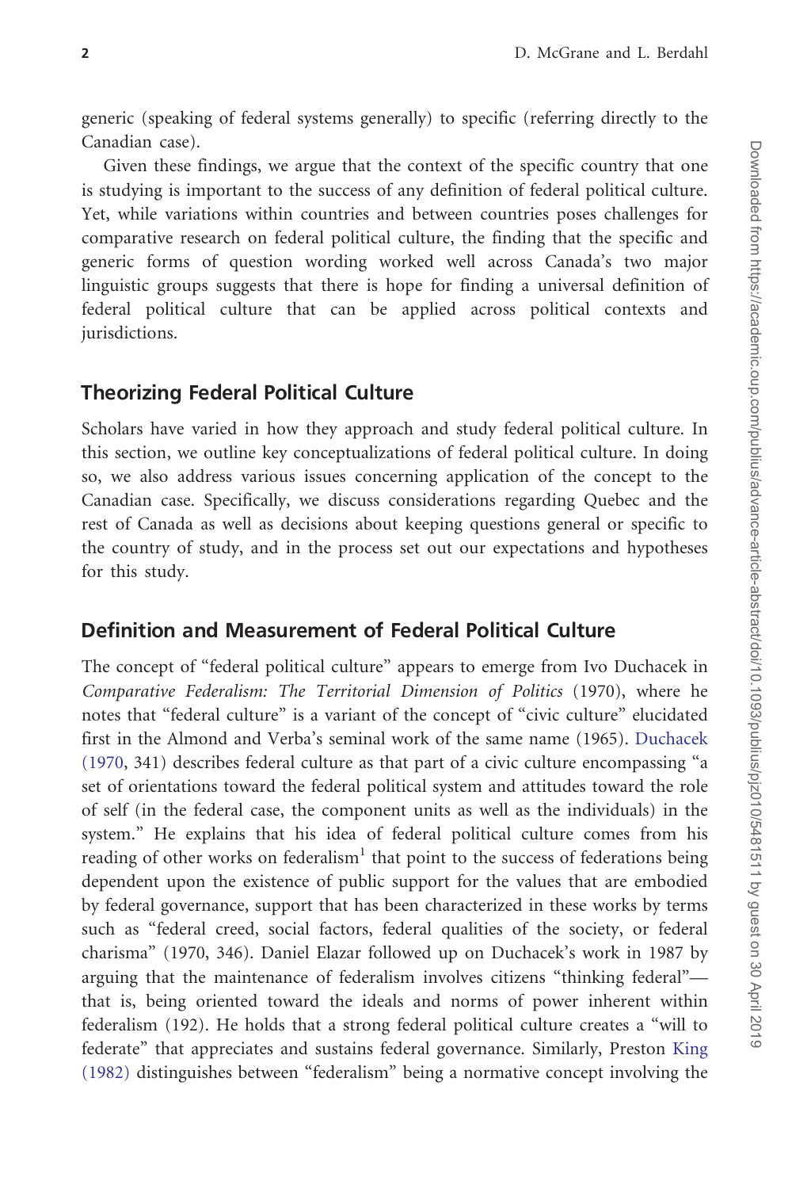generic (speaking of federal systems generally) to specific (referring directly to the Canadian case).

Given these findings, we argue that the context of the specific country that one is studying is important to the success of any definition of federal political culture. Yet, while variations within countries and between countries poses challenges for comparative research on federal political culture, the finding that the specific and generic forms of question wording worked well across Canada's two major linguistic groups suggests that there is hope for finding a universal definition of federal political culture that can be applied across political contexts and jurisdictions.

## Theorizing Federal Political Culture

Scholars have varied in how they approach and study federal political culture. In this section, we outline key conceptualizations of federal political culture. In doing so, we also address various issues concerning application of the concept to the Canadian case. Specifically, we discuss considerations regarding Quebec and the rest of Canada as well as decisions about keeping questions general or specific to the country of study, and in the process set out our expectations and hypotheses for this study.

## Definition and Measurement of Federal Political Culture

The concept of "federal political culture" appears to emerge from Ivo Duchacek in *Comparative Federalism: The Territorial Dimension of Politics* (1970), where he notes that "federal culture" is a variant of the concept of "civic culture" elucidated first in the Almond and Verba's seminal work of the same name (1965). Duchacek (1970, 341) describes federal culture as that part of a civic culture encompassing "a set of orientations toward the federal political system and attitudes toward the role of self (in the federal case, the component units as well as the individuals) in the system." He explains that his idea of federal political culture comes from his reading of other works on federalism[1] that point to the success of federations being dependent upon the existence of public support for the values that are embodied by federal governance, support that has been characterized in these works by terms such as "federal creed, social factors, federal qualities of the society, or federal charisma" (1970, 346). Daniel Elazar followed up on Duchacek's work in 1987 by arguing that the maintenance of federalism involves citizens "thinking federal"—that is, being oriented toward the ideals and norms of power inherent within federalism (192). He holds that a strong federal political culture creates a "will to federate" that appreciates and sustains federal governance. Similarly, Preston King (1982) distinguishes between "federalism" being a normative concept involving the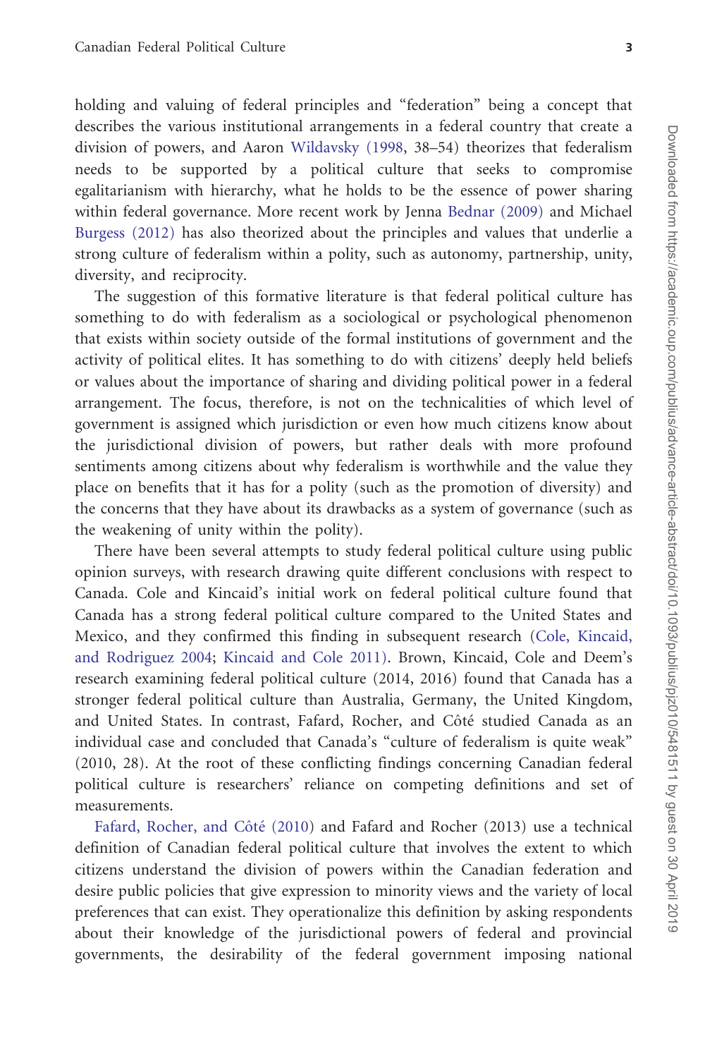holding and valuing of federal principles and "federation" being a concept that describes the various institutional arrangements in a federal country that create a division of powers, and Aaron Wildavsky (1998, 38–54) theorizes that federalism needs to be supported by a political culture that seeks to compromise egalitarianism with hierarchy, what he holds to be the essence of power sharing within federal governance. More recent work by Jenna Bednar (2009) and Michael Burgess (2012) has also theorized about the principles and values that underlie a strong culture of federalism within a polity, such as autonomy, partnership, unity, diversity, and reciprocity.

The suggestion of this formative literature is that federal political culture has something to do with federalism as a sociological or psychological phenomenon that exists within society outside of the formal institutions of government and the activity of political elites. It has something to do with citizens' deeply held beliefs or values about the importance of sharing and dividing political power in a federal arrangement. The focus, therefore, is not on the technicalities of which level of government is assigned which jurisdiction or even how much citizens know about the jurisdictional division of powers, but rather deals with more profound sentiments among citizens about why federalism is worthwhile and the value they place on benefits that it has for a polity (such as the promotion of diversity) and the concerns that they have about its drawbacks as a system of governance (such as the weakening of unity within the polity).

There have been several attempts to study federal political culture using public opinion surveys, with research drawing quite different conclusions with respect to Canada. Cole and Kincaid's initial work on federal political culture found that Canada has a strong federal political culture compared to the United States and Mexico, and they confirmed this finding in subsequent research (Cole, Kincaid, and Rodriguez 2004; Kincaid and Cole 2011). Brown, Kincaid, Cole and Deem's research examining federal political culture (2014, 2016) found that Canada has a stronger federal political culture than Australia, Germany, the United Kingdom, and United States. In contrast, Fafard, Rocher, and Côté studied Canada as an individual case and concluded that Canada's "culture of federalism is quite weak" (2010, 28). At the root of these conflicting findings concerning Canadian federal political culture is researchers' reliance on competing definitions and set of measurements.

Fafard, Rocher, and Côté (2010) and Fafard and Rocher (2013) use a technical definition of Canadian federal political culture that involves the extent to which citizens understand the division of powers within the Canadian federation and desire public policies that give expression to minority views and the variety of local preferences that can exist. They operationalize this definition by asking respondents about their knowledge of the jurisdictional powers of federal and provincial governments, the desirability of the federal government imposing national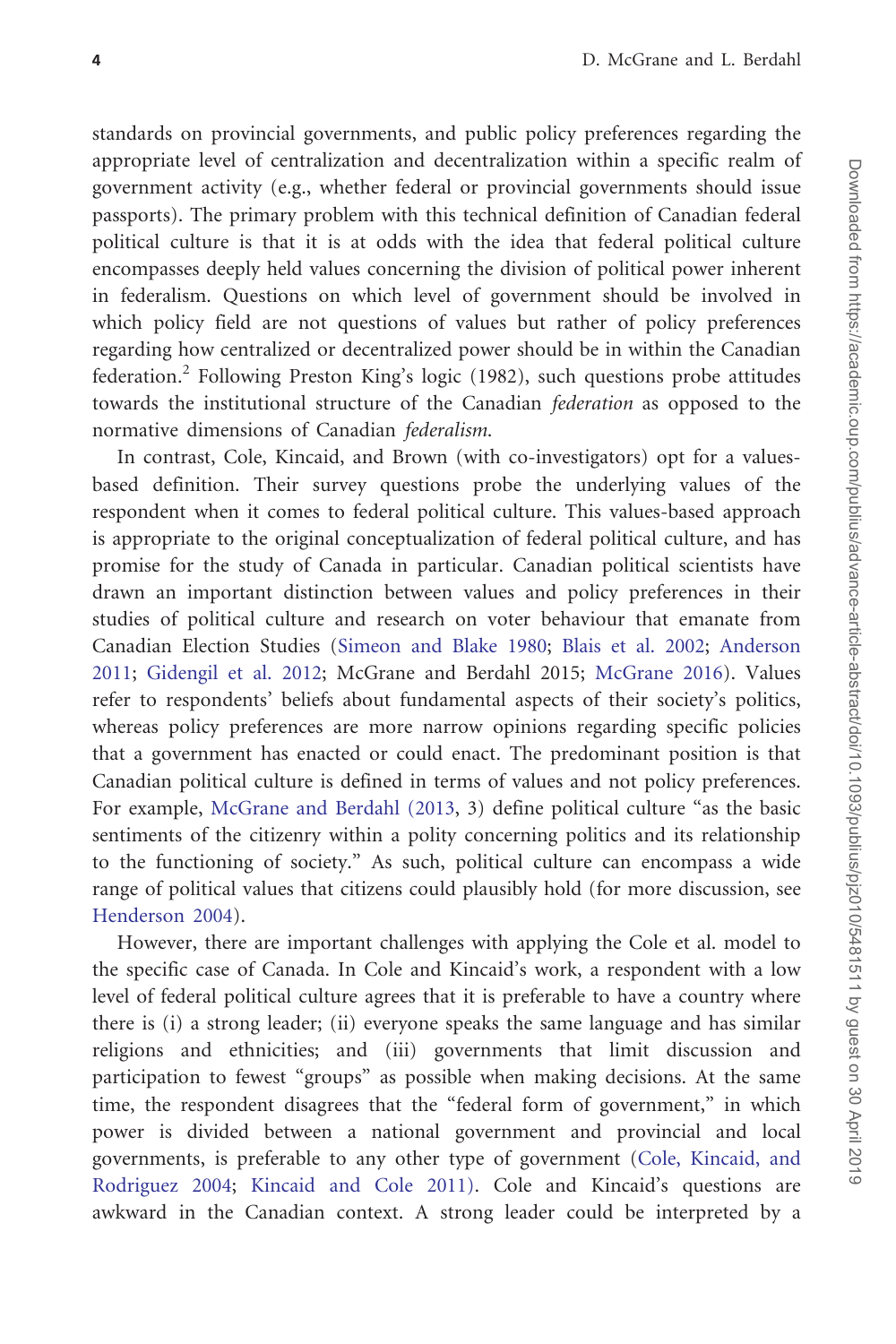standards on provincial governments, and public policy preferences regarding the appropriate level of centralization and decentralization within a specific realm of government activity (e.g., whether federal or provincial governments should issue passports). The primary problem with this technical definition of Canadian federal political culture is that it is at odds with the idea that federal political culture encompasses deeply held values concerning the division of political power inherent in federalism. Questions on which level of government should be involved in which policy field are not questions of values but rather of policy preferences regarding how centralized or decentralized power should be in within the Canadian federation.[2] Following Preston King's logic (1982), such questions probe attitudes towards the institutional structure of the Canadian *federation* as opposed to the normative dimensions of Canadian *federalism*.

In contrast, Cole, Kincaid, and Brown (with co-investigators) opt for a values-based definition. Their survey questions probe the underlying values of the respondent when it comes to federal political culture. This values-based approach is appropriate to the original conceptualization of federal political culture, and has promise for the study of Canada in particular. Canadian political scientists have drawn an important distinction between values and policy preferences in their studies of political culture and research on voter behaviour that emanate from Canadian Election Studies (Simeon and Blake 1980; Blais et al. 2002; Anderson 2011; Gidengil et al. 2012; McGrane and Berdahl 2015; McGrane 2016). Values refer to respondents' beliefs about fundamental aspects of their society's politics, whereas policy preferences are more narrow opinions regarding specific policies that a government has enacted or could enact. The predominant position is that Canadian political culture is defined in terms of values and not policy preferences. For example, McGrane and Berdahl (2013, 3) define political culture "as the basic sentiments of the citizenry within a polity concerning politics and its relationship to the functioning of society." As such, political culture can encompass a wide range of political values that citizens could plausibly hold (for more discussion, see Henderson 2004).

However, there are important challenges with applying the Cole et al. model to the specific case of Canada. In Cole and Kincaid's work, a respondent with a low level of federal political culture agrees that it is preferable to have a country where there is (i) a strong leader; (ii) everyone speaks the same language and has similar religions and ethnicities; and (iii) governments that limit discussion and participation to fewest "groups" as possible when making decisions. At the same time, the respondent disagrees that the "federal form of government," in which power is divided between a national government and provincial and local governments, is preferable to any other type of government (Cole, Kincaid, and Rodriguez 2004; Kincaid and Cole 2011). Cole and Kincaid's questions are awkward in the Canadian context. A strong leader could be interpreted by a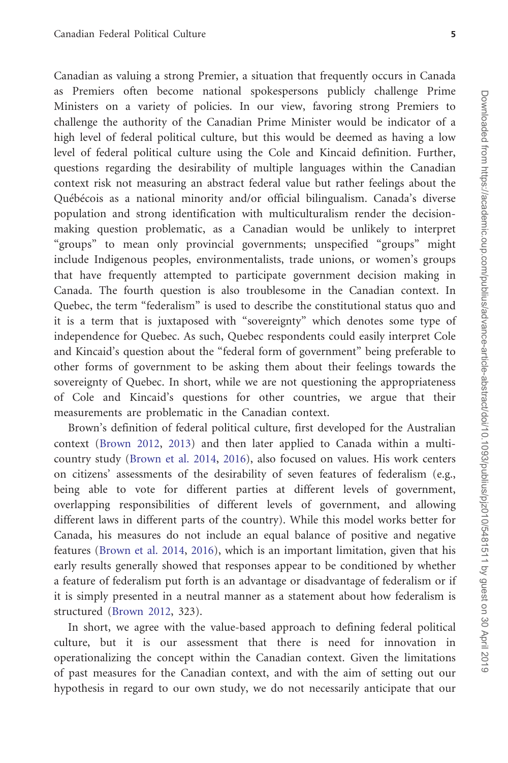Canadian as valuing a strong Premier, a situation that frequently occurs in Canada as Premiers often become national spokespersons publicly challenge Prime Ministers on a variety of policies. In our view, favoring strong Premiers to challenge the authority of the Canadian Prime Minister would be indicator of a high level of federal political culture, but this would be deemed as having a low level of federal political culture using the Cole and Kincaid definition. Further, questions regarding the desirability of multiple languages within the Canadian context risk not measuring an abstract federal value but rather feelings about the Québécois as a national minority and/or official bilingualism. Canada's diverse population and strong identification with multiculturalism render the decision-making question problematic, as a Canadian would be unlikely to interpret "groups" to mean only provincial governments; unspecified "groups" might include Indigenous peoples, environmentalists, trade unions, or women's groups that have frequently attempted to participate government decision making in Canada. The fourth question is also troublesome in the Canadian context. In Quebec, the term "federalism" is used to describe the constitutional status quo and it is a term that is juxtaposed with "sovereignty" which denotes some type of independence for Quebec. As such, Quebec respondents could easily interpret Cole and Kincaid's question about the "federal form of government" being preferable to other forms of government to be asking them about their feelings towards the sovereignty of Quebec. In short, while we are not questioning the appropriateness of Cole and Kincaid's questions for other countries, we argue that their measurements are problematic in the Canadian context.

Brown's definition of federal political culture, first developed for the Australian context (Brown 2012, 2013) and then later applied to Canada within a multi-country study (Brown et al. 2014, 2016), also focused on values. His work centers on citizens' assessments of the desirability of seven features of federalism (e.g., being able to vote for different parties at different levels of government, overlapping responsibilities of different levels of government, and allowing different laws in different parts of the country). While this model works better for Canada, his measures do not include an equal balance of positive and negative features (Brown et al. 2014, 2016), which is an important limitation, given that his early results generally showed that responses appear to be conditioned by whether a feature of federalism put forth is an advantage or disadvantage of federalism or if it is simply presented in a neutral manner as a statement about how federalism is structured (Brown 2012, 323).

In short, we agree with the value-based approach to defining federal political culture, but it is our assessment that there is need for innovation in operationalizing the concept within the Canadian context. Given the limitations of past measures for the Canadian context, and with the aim of setting out our hypothesis in regard to our own study, we do not necessarily anticipate that our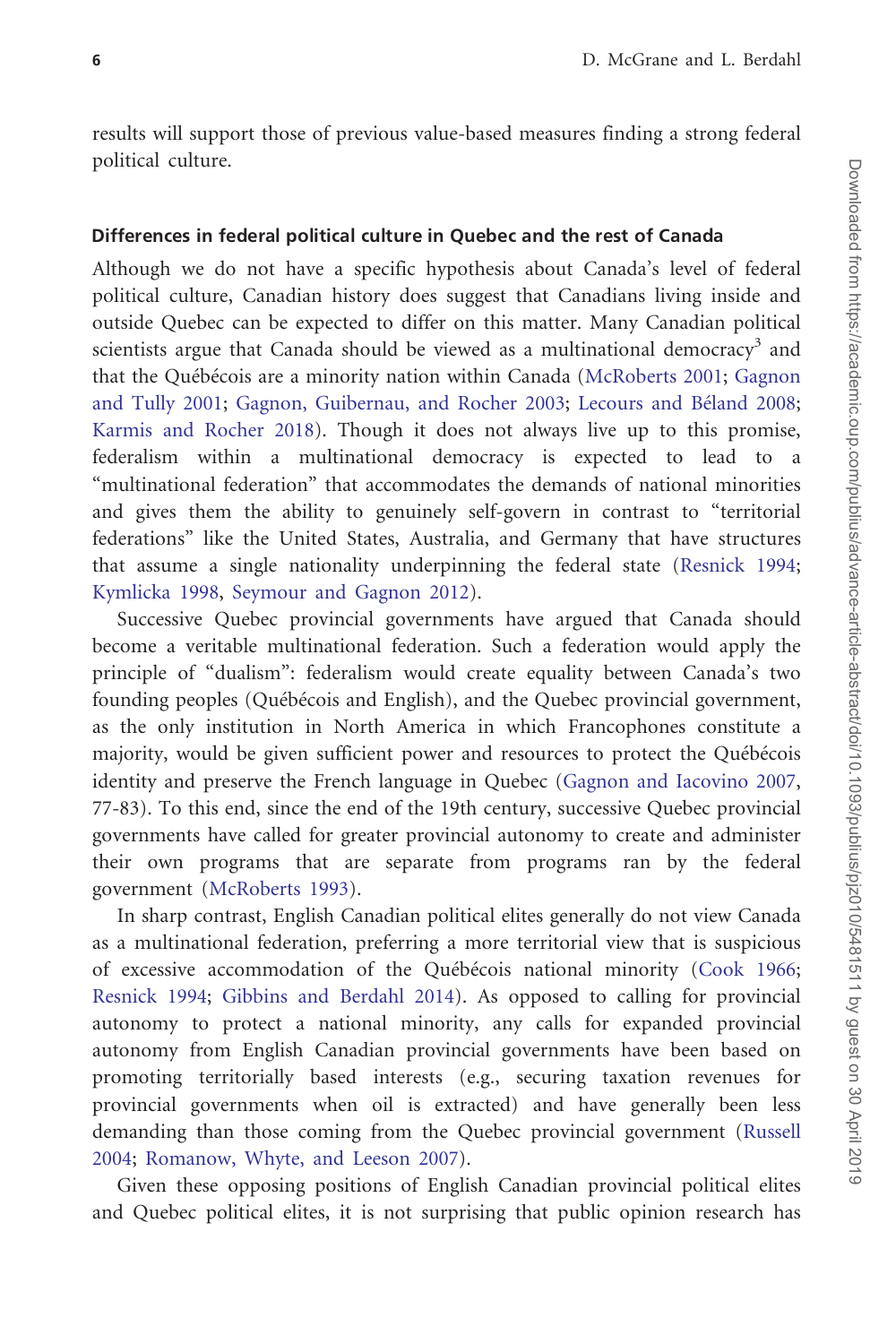results will support those of previous value-based measures finding a strong federal political culture.

### Differences in federal political culture in Quebec and the rest of Canada

Although we do not have a specific hypothesis about Canada's level of federal political culture, Canadian history does suggest that Canadians living inside and outside Quebec can be expected to differ on this matter. Many Canadian political scientists argue that Canada should be viewed as a multinational democracy[3] and that the Québécois are a minority nation within Canada (McRoberts 2001; Gagnon and Tully 2001; Gagnon, Guibernau, and Rocher 2003; Lecours and Béland 2008; Karmis and Rocher 2018). Though it does not always live up to this promise, federalism within a multinational democracy is expected to lead to a "multinational federation" that accommodates the demands of national minorities and gives them the ability to genuinely self-govern in contrast to "territorial federations" like the United States, Australia, and Germany that have structures that assume a single nationality underpinning the federal state (Resnick 1994; Kymlicka 1998, Seymour and Gagnon 2012).

Successive Quebec provincial governments have argued that Canada should become a veritable multinational federation. Such a federation would apply the principle of "dualism": federalism would create equality between Canada's two founding peoples (Québécois and English), and the Quebec provincial government, as the only institution in North America in which Francophones constitute a majority, would be given sufficient power and resources to protect the Québécois identity and preserve the French language in Quebec (Gagnon and Iacovino 2007, 77-83). To this end, since the end of the 19th century, successive Quebec provincial governments have called for greater provincial autonomy to create and administer their own programs that are separate from programs ran by the federal government (McRoberts 1993).

In sharp contrast, English Canadian political elites generally do not view Canada as a multinational federation, preferring a more territorial view that is suspicious of excessive accommodation of the Québécois national minority (Cook 1966; Resnick 1994; Gibbins and Berdahl 2014). As opposed to calling for provincial autonomy to protect a national minority, any calls for expanded provincial autonomy from English Canadian provincial governments have been based on promoting territorially based interests (e.g., securing taxation revenues for provincial governments when oil is extracted) and have generally been less demanding than those coming from the Quebec provincial government (Russell 2004; Romanow, Whyte, and Leeson 2007).

Given these opposing positions of English Canadian provincial political elites and Quebec political elites, it is not surprising that public opinion research has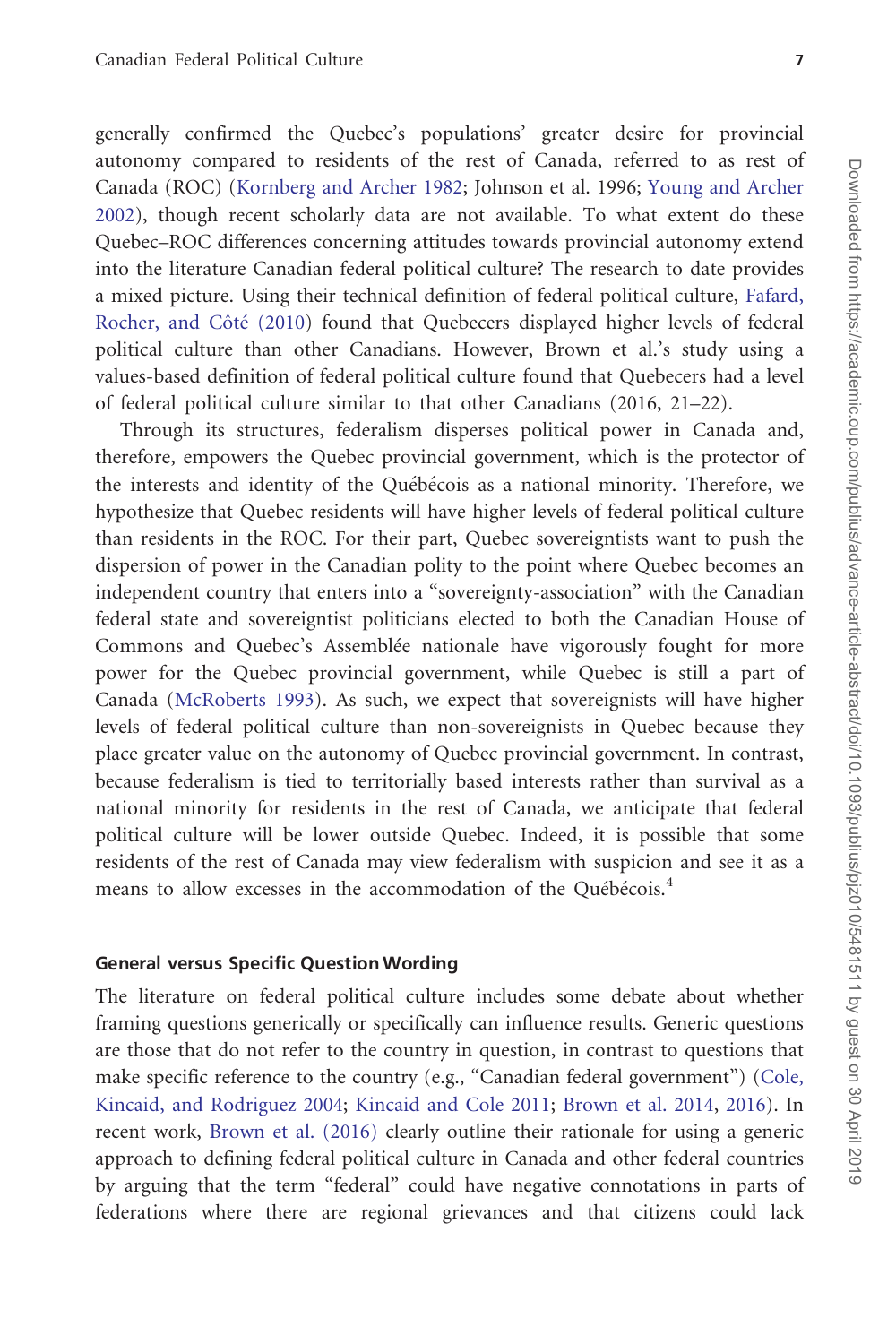generally confirmed the Quebec's populations' greater desire for provincial autonomy compared to residents of the rest of Canada, referred to as rest of Canada (ROC) (Kornberg and Archer 1982; Johnson et al. 1996; Young and Archer 2002), though recent scholarly data are not available. To what extent do these Quebec–ROC differences concerning attitudes towards provincial autonomy extend into the literature Canadian federal political culture? The research to date provides a mixed picture. Using their technical definition of federal political culture, Fafard, Rocher, and Côté (2010) found that Quebecers displayed higher levels of federal political culture than other Canadians. However, Brown et al.'s study using a values-based definition of federal political culture found that Quebecers had a level of federal political culture similar to that other Canadians (2016, 21–22).

Through its structures, federalism disperses political power in Canada and, therefore, empowers the Quebec provincial government, which is the protector of the interests and identity of the Québécois as a national minority. Therefore, we hypothesize that Quebec residents will have higher levels of federal political culture than residents in the ROC. For their part, Quebec sovereigntists want to push the dispersion of power in the Canadian polity to the point where Quebec becomes an independent country that enters into a "sovereignty-association" with the Canadian federal state and sovereigntist politicians elected to both the Canadian House of Commons and Quebec's Assemblée nationale have vigorously fought for more power for the Quebec provincial government, while Quebec is still a part of Canada (McRoberts 1993). As such, we expect that sovereignists will have higher levels of federal political culture than non-sovereignists in Quebec because they place greater value on the autonomy of Quebec provincial government. In contrast, because federalism is tied to territorially based interests rather than survival as a national minority for residents in the rest of Canada, we anticipate that federal political culture will be lower outside Quebec. Indeed, it is possible that some residents of the rest of Canada may view federalism with suspicion and see it as a means to allow excesses in the accommodation of the Québécois.[4]

### General versus Specific Question Wording

The literature on federal political culture includes some debate about whether framing questions generically or specifically can influence results. Generic questions are those that do not refer to the country in question, in contrast to questions that make specific reference to the country (e.g., "Canadian federal government") (Cole, Kincaid, and Rodriguez 2004; Kincaid and Cole 2011; Brown et al. 2014, 2016). In recent work, Brown et al. (2016) clearly outline their rationale for using a generic approach to defining federal political culture in Canada and other federal countries by arguing that the term "federal" could have negative connotations in parts of federations where there are regional grievances and that citizens could lack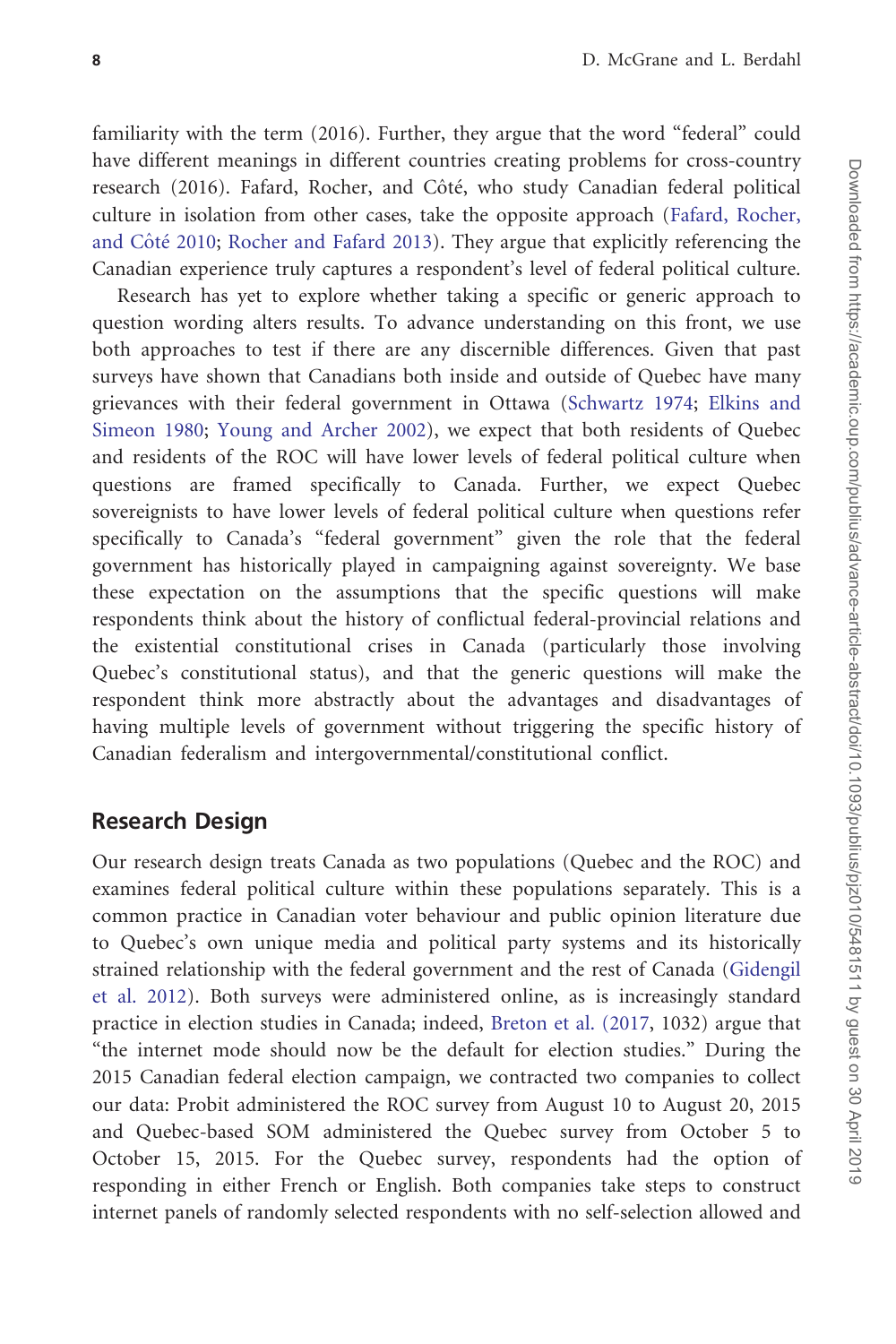familiarity with the term (2016). Further, they argue that the word "federal" could have different meanings in different countries creating problems for cross-country research (2016). Fafard, Rocher, and Côté, who study Canadian federal political culture in isolation from other cases, take the opposite approach (Fafard, Rocher, and Côté 2010; Rocher and Fafard 2013). They argue that explicitly referencing the Canadian experience truly captures a respondent's level of federal political culture.

Research has yet to explore whether taking a specific or generic approach to question wording alters results. To advance understanding on this front, we use both approaches to test if there are any discernible differences. Given that past surveys have shown that Canadians both inside and outside of Quebec have many grievances with their federal government in Ottawa (Schwartz 1974; Elkins and Simeon 1980; Young and Archer 2002), we expect that both residents of Quebec and residents of the ROC will have lower levels of federal political culture when questions are framed specifically to Canada. Further, we expect Quebec sovereignists to have lower levels of federal political culture when questions refer specifically to Canada's "federal government" given the role that the federal government has historically played in campaigning against sovereignty. We base these expectation on the assumptions that the specific questions will make respondents think about the history of conflictual federal-provincial relations and the existential constitutional crises in Canada (particularly those involving Quebec's constitutional status), and that the generic questions will make the respondent think more abstractly about the advantages and disadvantages of having multiple levels of government without triggering the specific history of Canadian federalism and intergovernmental/constitutional conflict.

## Research Design

Our research design treats Canada as two populations (Quebec and the ROC) and examines federal political culture within these populations separately. This is a common practice in Canadian voter behaviour and public opinion literature due to Quebec's own unique media and political party systems and its historically strained relationship with the federal government and the rest of Canada (Gidengil et al. 2012). Both surveys were administered online, as is increasingly standard practice in election studies in Canada; indeed, Breton et al. (2017, 1032) argue that "the internet mode should now be the default for election studies." During the 2015 Canadian federal election campaign, we contracted two companies to collect our data: Probit administered the ROC survey from August 10 to August 20, 2015 and Quebec-based SOM administered the Quebec survey from October 5 to October 15, 2015. For the Quebec survey, respondents had the option of responding in either French or English. Both companies take steps to construct internet panels of randomly selected respondents with no self-selection allowed and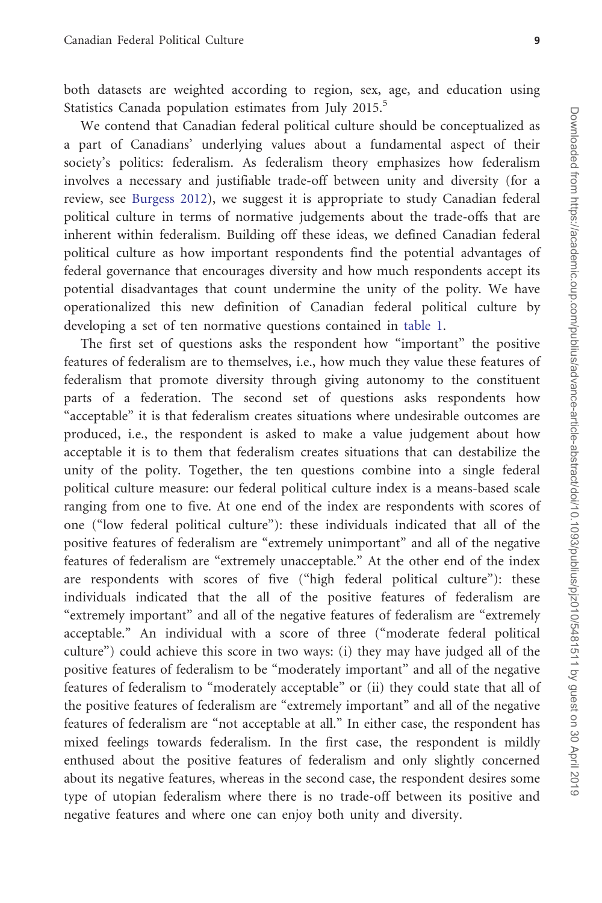both datasets are weighted according to region, sex, age, and education using Statistics Canada population estimates from July 2015.[5]

We contend that Canadian federal political culture should be conceptualized as a part of Canadians' underlying values about a fundamental aspect of their society's politics: federalism. As federalism theory emphasizes how federalism involves a necessary and justifiable trade-off between unity and diversity (for a review, see Burgess 2012), we suggest it is appropriate to study Canadian federal political culture in terms of normative judgements about the trade-offs that are inherent within federalism. Building off these ideas, we defined Canadian federal political culture as how important respondents find the potential advantages of federal governance that encourages diversity and how much respondents accept its potential disadvantages that count undermine the unity of the polity. We have operationalized this new definition of Canadian federal political culture by developing a set of ten normative questions contained in table 1.

The first set of questions asks the respondent how "important" the positive features of federalism are to themselves, i.e., how much they value these features of federalism that promote diversity through giving autonomy to the constituent parts of a federation. The second set of questions asks respondents how "acceptable" it is that federalism creates situations where undesirable outcomes are produced, i.e., the respondent is asked to make a value judgement about how acceptable it is to them that federalism creates situations that can destabilize the unity of the polity. Together, the ten questions combine into a single federal political culture measure: our federal political culture index is a means-based scale ranging from one to five. At one end of the index are respondents with scores of one ("low federal political culture"): these individuals indicated that all of the positive features of federalism are "extremely unimportant" and all of the negative features of federalism are "extremely unacceptable." At the other end of the index are respondents with scores of five ("high federal political culture"): these individuals indicated that the all of the positive features of federalism are "extremely important" and all of the negative features of federalism are "extremely acceptable." An individual with a score of three ("moderate federal political culture") could achieve this score in two ways: (i) they may have judged all of the positive features of federalism to be "moderately important" and all of the negative features of federalism to "moderately acceptable" or (ii) they could state that all of the positive features of federalism are "extremely important" and all of the negative features of federalism are "not acceptable at all." In either case, the respondent has mixed feelings towards federalism. In the first case, the respondent is mildly enthused about the positive features of federalism and only slightly concerned about its negative features, whereas in the second case, the respondent desires some type of utopian federalism where there is no trade-off between its positive and negative features and where one can enjoy both unity and diversity.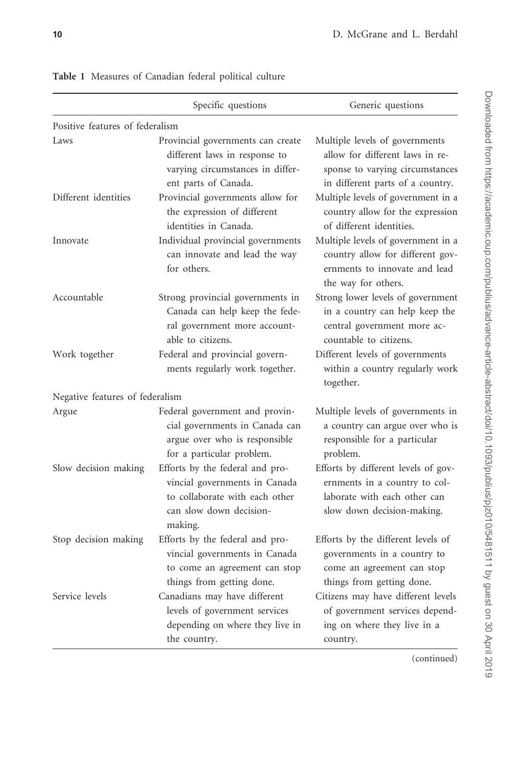**Table 1** Measures of Canadian federal political culture

| | Specific questions | Generic questions |
|---|---|---|
| Positive features of federalism | | |
| Laws | Provincial governments can create different laws in response to varying circumstances in different parts of Canada. | Multiple levels of governments allow for different laws in response to varying circumstances in different parts of a country. |
| Different identities | Provincial governments allow for the expression of different identities in Canada. | Multiple levels of government in a country allow for the expression of different identities. |
| Innovate | Individual provincial governments can innovate and lead the way for others. | Multiple levels of government in a country allow for different governments to innovate and lead the way for others. |
| Accountable | Strong provincial governments in Canada can help keep the federal government more accountable to citizens. | Strong lower levels of government in a country can help keep the central government more accountable to citizens. |
| Work together | Federal and provincial governments regularly work together. | Different levels of governments within a country regularly work together. |
| Negative features of federalism | | |
| Argue | Federal government and provincial governments in Canada can argue over who is responsible for a particular problem. | Multiple levels of governments in a country can argue over who is responsible for a particular problem. |
| Slow decision making | Efforts by the federal and provincial governments in Canada to collaborate with each other can slow down decision-making. | Efforts by different levels of governments in a country to collaborate with each other can slow down decision-making. |
| Stop decision making | Efforts by the federal and provincial governments in Canada to come an agreement can stop things from getting done. | Efforts by the different levels of governments in a country to come an agreement can stop things from getting done. |
| Service levels | Canadians may have different levels of government services depending on where they live in the country. | Citizens may have different levels of government services depending on where they live in a country. |

(continued)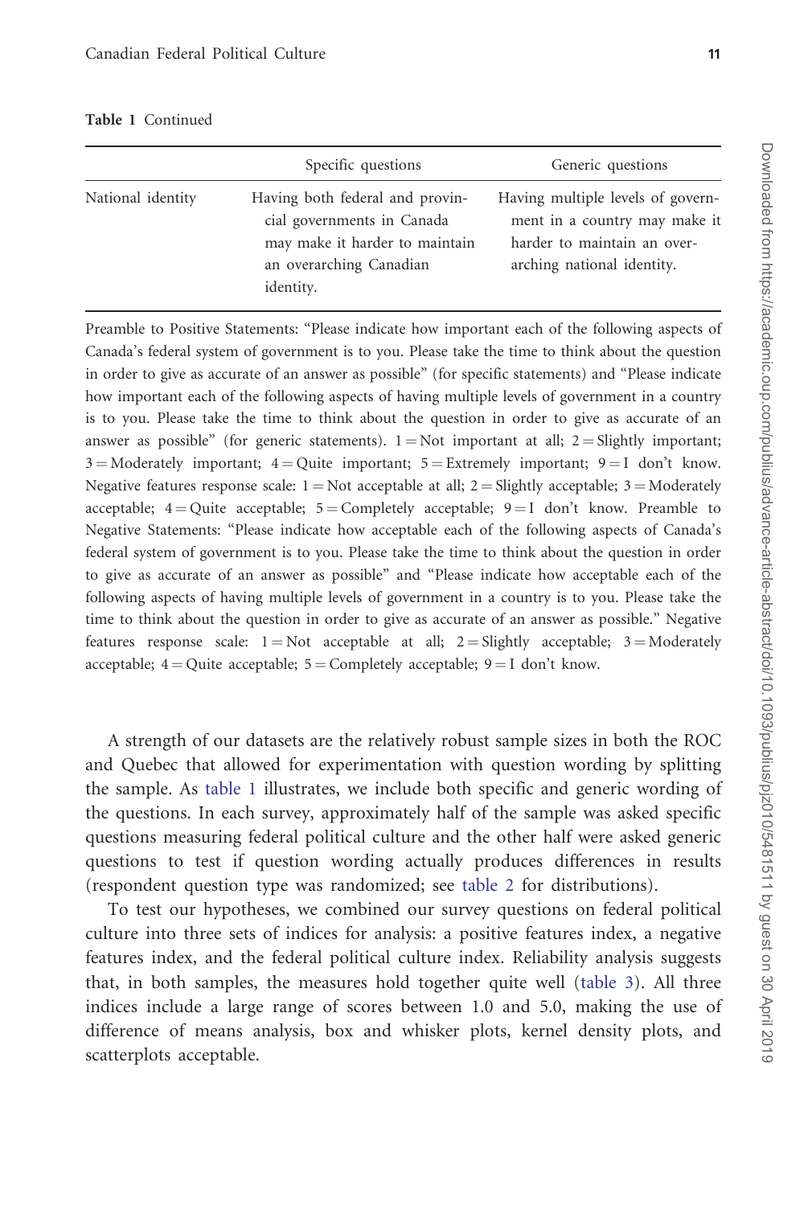Table 1 Continued

| | Specific questions | Generic questions |
|---|---|---|
| National identity | Having both federal and provincial governments in Canada may make it harder to maintain an overarching Canadian identity. | Having multiple levels of government in a country may make it harder to maintain an overarching national identity. |

Preamble to Positive Statements: "Please indicate how important each of the following aspects of Canada's federal system of government is to you. Please take the time to think about the question in order to give as accurate of an answer as possible" (for specific statements) and "Please indicate how important each of the following aspects of having multiple levels of government in a country is to you. Please take the time to think about the question in order to give as accurate of an answer as possible" (for generic statements). 1 = Not important at all; 2 = Slightly important; 3 = Moderately important; 4 = Quite important; 5 = Extremely important; 9 = I don't know. Negative features response scale: 1 = Not acceptable at all; 2 = Slightly acceptable; 3 = Moderately acceptable; 4 = Quite acceptable; 5 = Completely acceptable; 9 = I don't know. Preamble to Negative Statements: "Please indicate how acceptable each of the following aspects of Canada's federal system of government is to you. Please take the time to think about the question in order to give as accurate of an answer as possible" and "Please indicate how acceptable each of the following aspects of having multiple levels of government in a country is to you. Please take the time to think about the question in order to give as accurate of an answer as possible." Negative features response scale: 1 = Not acceptable at all; 2 = Slightly acceptable; 3 = Moderately acceptable; 4 = Quite acceptable; 5 = Completely acceptable; 9 = I don't know.

A strength of our datasets are the relatively robust sample sizes in both the ROC and Quebec that allowed for experimentation with question wording by splitting the sample. As table 1 illustrates, we include both specific and generic wording of the questions. In each survey, approximately half of the sample was asked specific questions measuring federal political culture and the other half were asked generic questions to test if question wording actually produces differences in results (respondent question type was randomized; see table 2 for distributions).

To test our hypotheses, we combined our survey questions on federal political culture into three sets of indices for analysis: a positive features index, a negative features index, and the federal political culture index. Reliability analysis suggests that, in both samples, the measures hold together quite well (table 3). All three indices include a large range of scores between 1.0 and 5.0, making the use of difference of means analysis, box and whisker plots, kernel density plots, and scatterplots acceptable.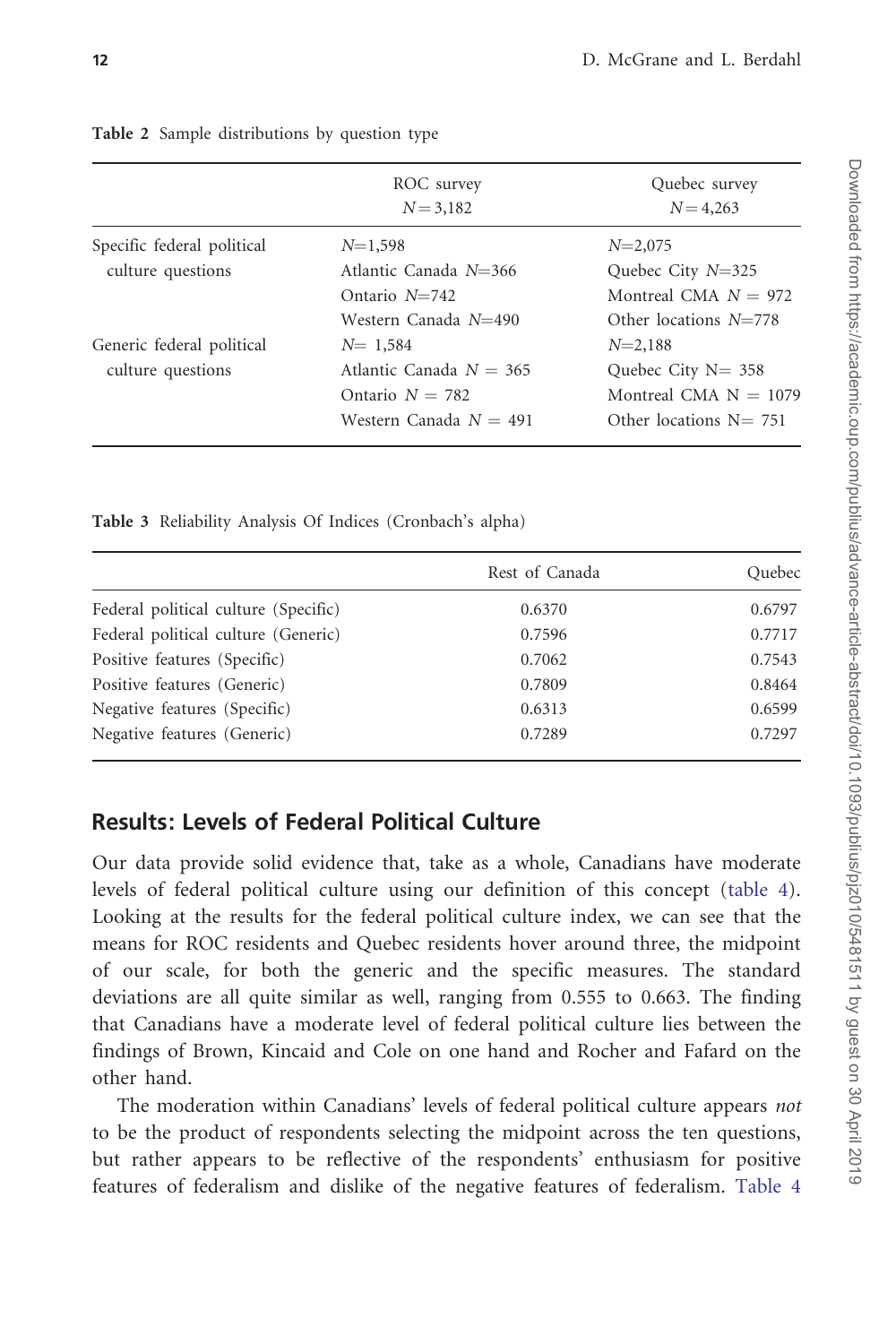Table 2 Sample distributions by question type

| | ROC survey $N = 3{,}182$ | Quebec survey $N = 4{,}263$ |
|---|---|---|
| Specific federal political culture questions | $N$=1,598 | $N$=2,075 |
| | Atlantic Canada $N$=366 | Quebec City $N$=325 |
| | Ontario $N$=742 | Montreal CMA $N$ = 972 |
| | Western Canada $N$=490 | Other locations $N$=778 |
| Generic federal political culture questions | $N$= 1,584 | $N$=2,188 |
| | Atlantic Canada $N$ = 365 | Quebec City N= 358 |
| | Ontario $N$ = 782 | Montreal CMA N = 1079 |
| | Western Canada $N$ = 491 | Other locations N= 751 |

Table 3 Reliability Analysis Of Indices (Cronbach's alpha)

| | Rest of Canada | Quebec |
|---|---|---|
| Federal political culture (Specific) | 0.6370 | 0.6797 |
| Federal political culture (Generic) | 0.7596 | 0.7717 |
| Positive features (Specific) | 0.7062 | 0.7543 |
| Positive features (Generic) | 0.7809 | 0.8464 |
| Negative features (Specific) | 0.6313 | 0.6599 |
| Negative features (Generic) | 0.7289 | 0.7297 |

## Results: Levels of Federal Political Culture

Our data provide solid evidence that, take as a whole, Canadians have moderate levels of federal political culture using our definition of this concept (table 4). Looking at the results for the federal political culture index, we can see that the means for ROC residents and Quebec residents hover around three, the midpoint of our scale, for both the generic and the specific measures. The standard deviations are all quite similar as well, ranging from 0.555 to 0.663. The finding that Canadians have a moderate level of federal political culture lies between the findings of Brown, Kincaid and Cole on one hand and Rocher and Fafard on the other hand.

The moderation within Canadians' levels of federal political culture appears *not* to be the product of respondents selecting the midpoint across the ten questions, but rather appears to be reflective of the respondents' enthusiasm for positive features of federalism and dislike of the negative features of federalism. Table 4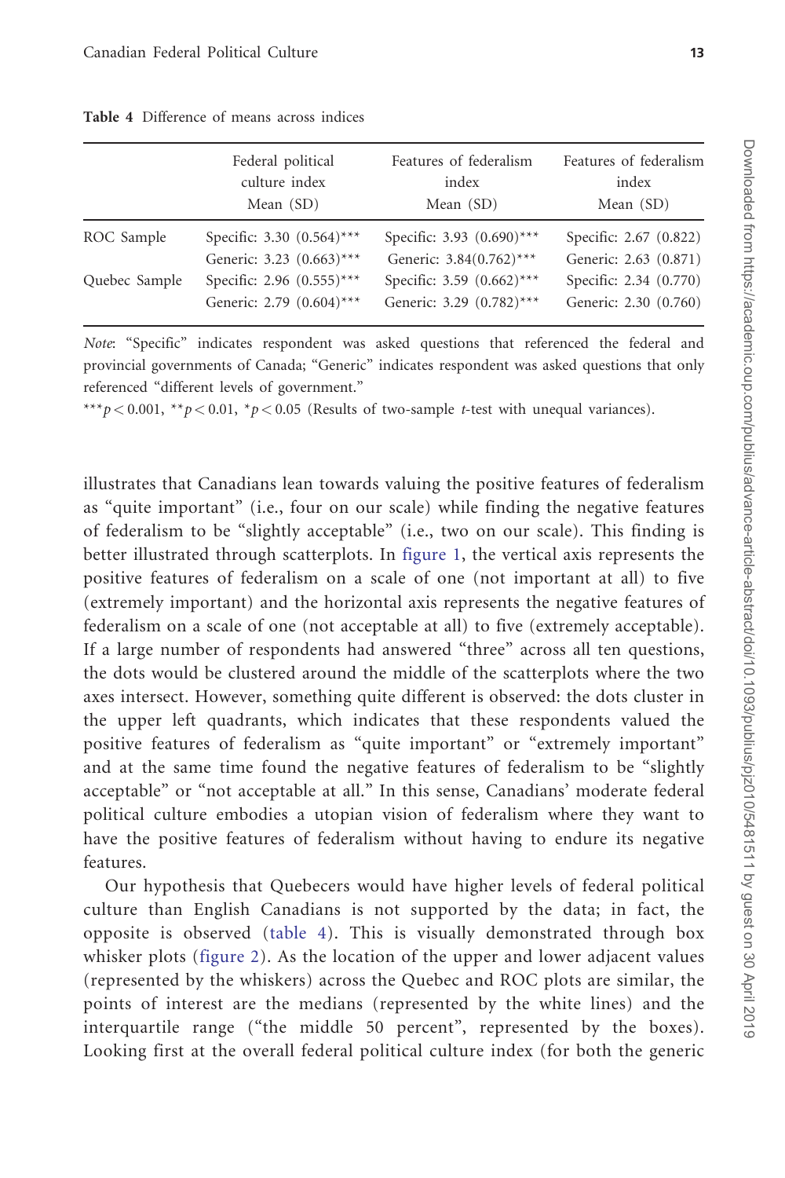**Table 4** Difference of means across indices

| | Federal political culture index Mean (SD) | Features of federalism index Mean (SD) | Features of federalism index Mean (SD) |
|---|---|---|---|
| ROC Sample | Specific: 3.30 (0.564)*** | Specific: 3.93 (0.690)*** | Specific: 2.67 (0.822) |
| | Generic: 3.23 (0.663)*** | Generic: 3.84(0.762)*** | Generic: 2.63 (0.871) |
| Quebec Sample | Specific: 2.96 (0.555)*** | Specific: 3.59 (0.662)*** | Specific: 2.34 (0.770) |
| | Generic: 2.79 (0.604)*** | Generic: 3.29 (0.782)*** | Generic: 2.30 (0.760) |

*Note*: "Specific" indicates respondent was asked questions that referenced the federal and provincial governments of Canada; "Generic" indicates respondent was asked questions that only referenced "different levels of government."

***$p < 0.001$, **$p < 0.01$, *$p < 0.05$ (Results of two-sample *t*-test with unequal variances).

illustrates that Canadians lean towards valuing the positive features of federalism as "quite important" (i.e., four on our scale) while finding the negative features of federalism to be "slightly acceptable" (i.e., two on our scale). This finding is better illustrated through scatterplots. In figure 1, the vertical axis represents the positive features of federalism on a scale of one (not important at all) to five (extremely important) and the horizontal axis represents the negative features of federalism on a scale of one (not acceptable at all) to five (extremely acceptable). If a large number of respondents had answered "three" across all ten questions, the dots would be clustered around the middle of the scatterplots where the two axes intersect. However, something quite different is observed: the dots cluster in the upper left quadrants, which indicates that these respondents valued the positive features of federalism as "quite important" or "extremely important" and at the same time found the negative features of federalism to be "slightly acceptable" or "not acceptable at all." In this sense, Canadians' moderate federal political culture embodies a utopian vision of federalism where they want to have the positive features of federalism without having to endure its negative features.

Our hypothesis that Quebecers would have higher levels of federal political culture than English Canadians is not supported by the data; in fact, the opposite is observed (table 4). This is visually demonstrated through box whisker plots (figure 2). As the location of the upper and lower adjacent values (represented by the whiskers) across the Quebec and ROC plots are similar, the points of interest are the medians (represented by the white lines) and the interquartile range ("the middle 50 percent", represented by the boxes). Looking first at the overall federal political culture index (for both the generic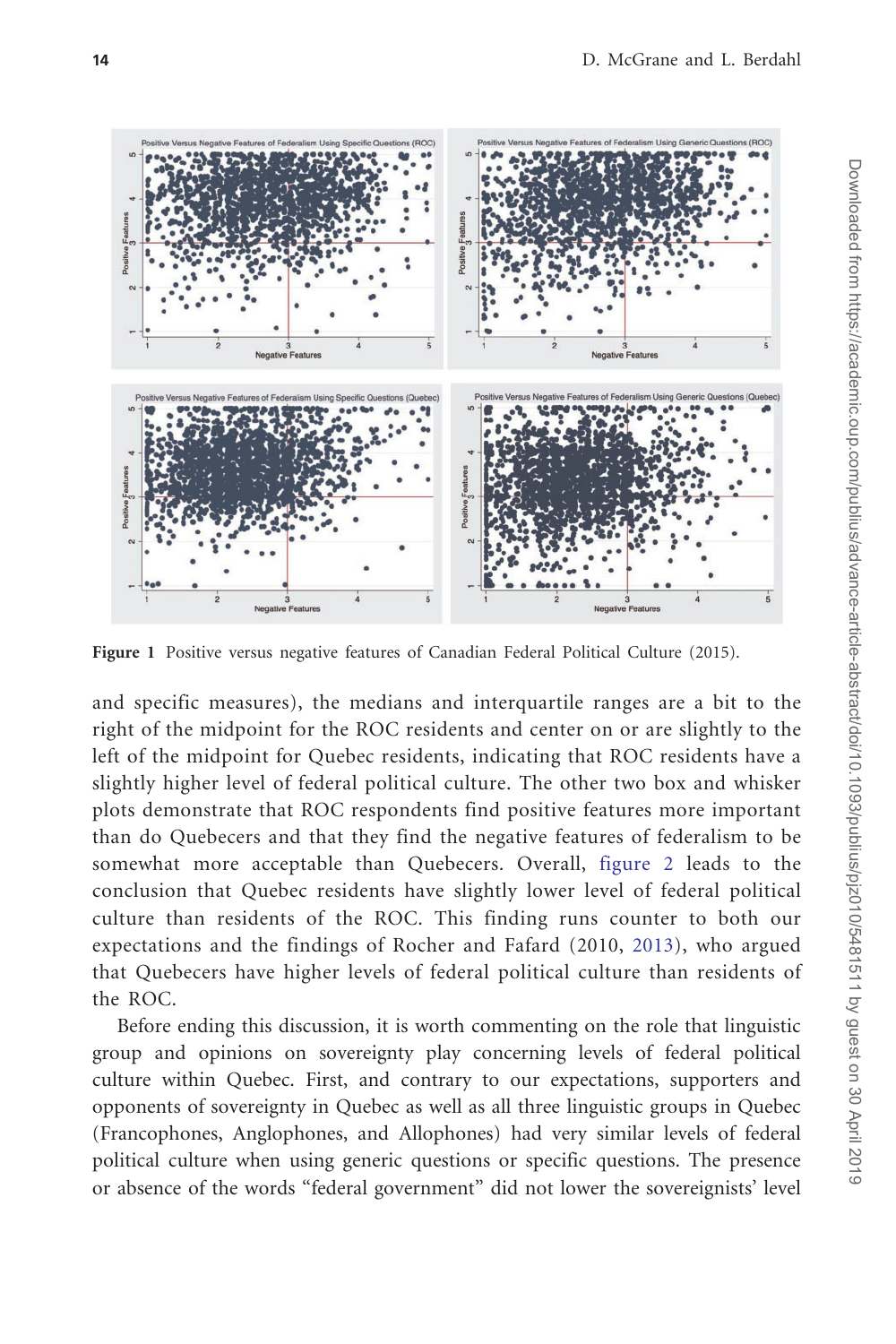Figure 1 Positive versus negative features of Canadian Federal Political Culture (2015).

and specific measures), the medians and interquartile ranges are a bit to the right of the midpoint for the ROC residents and center on or are slightly to the left of the midpoint for Quebec residents, indicating that ROC residents have a slightly higher level of federal political culture. The other two box and whisker plots demonstrate that ROC respondents find positive features more important than do Quebecers and that they find the negative features of federalism to be somewhat more acceptable than Quebecers. Overall, figure 2 leads to the conclusion that Quebec residents have slightly lower level of federal political culture than residents of the ROC. This finding runs counter to both our expectations and the findings of Rocher and Fafard (2010, 2013), who argued that Quebecers have higher levels of federal political culture than residents of the ROC.

Before ending this discussion, it is worth commenting on the role that linguistic group and opinions on sovereignty play concerning levels of federal political culture within Quebec. First, and contrary to our expectations, supporters and opponents of sovereignty in Quebec as well as all three linguistic groups in Quebec (Francophones, Anglophones, and Allophones) had very similar levels of federal political culture when using generic questions or specific questions. The presence or absence of the words "federal government" did not lower the sovereignists' level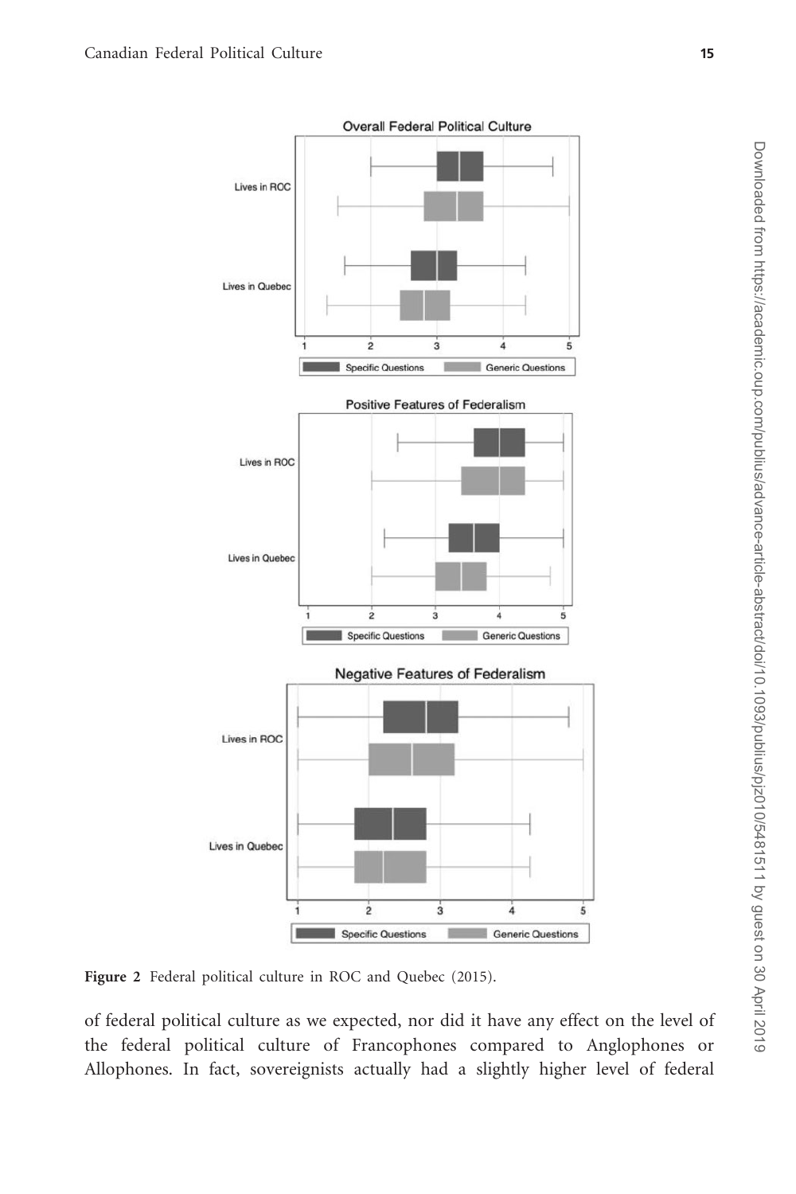Figure 2 Federal political culture in ROC and Quebec (2015).

of federal political culture as we expected, nor did it have any effect on the level of the federal political culture of Francophones compared to Anglophones or Allophones. In fact, sovereignists actually had a slightly higher level of federal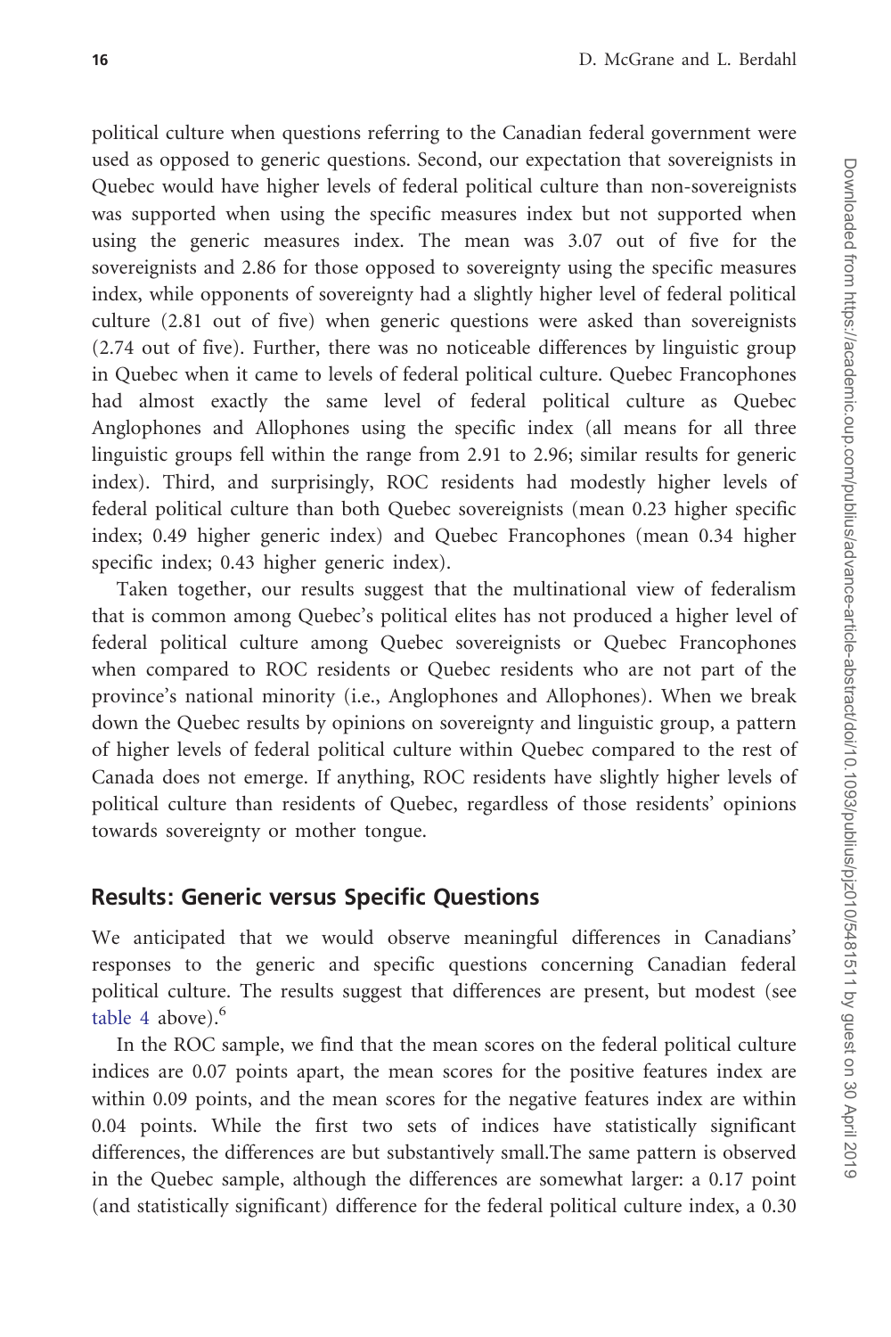political culture when questions referring to the Canadian federal government were used as opposed to generic questions. Second, our expectation that sovereignists in Quebec would have higher levels of federal political culture than non-sovereignists was supported when using the specific measures index but not supported when using the generic measures index. The mean was 3.07 out of five for the sovereignists and 2.86 for those opposed to sovereignty using the specific measures index, while opponents of sovereignty had a slightly higher level of federal political culture (2.81 out of five) when generic questions were asked than sovereignists (2.74 out of five). Further, there was no noticeable differences by linguistic group in Quebec when it came to levels of federal political culture. Quebec Francophones had almost exactly the same level of federal political culture as Quebec Anglophones and Allophones using the specific index (all means for all three linguistic groups fell within the range from 2.91 to 2.96; similar results for generic index). Third, and surprisingly, ROC residents had modestly higher levels of federal political culture than both Quebec sovereignists (mean 0.23 higher specific index; 0.49 higher generic index) and Quebec Francophones (mean 0.34 higher specific index; 0.43 higher generic index).

Taken together, our results suggest that the multinational view of federalism that is common among Quebec's political elites has not produced a higher level of federal political culture among Quebec sovereignists or Quebec Francophones when compared to ROC residents or Quebec residents who are not part of the province's national minority (i.e., Anglophones and Allophones). When we break down the Quebec results by opinions on sovereignty and linguistic group, a pattern of higher levels of federal political culture within Quebec compared to the rest of Canada does not emerge. If anything, ROC residents have slightly higher levels of political culture than residents of Quebec, regardless of those residents' opinions towards sovereignty or mother tongue.

## Results: Generic versus Specific Questions

We anticipated that we would observe meaningful differences in Canadians' responses to the generic and specific questions concerning Canadian federal political culture. The results suggest that differences are present, but modest (see table 4 above).[6]

In the ROC sample, we find that the mean scores on the federal political culture indices are 0.07 points apart, the mean scores for the positive features index are within 0.09 points, and the mean scores for the negative features index are within 0.04 points. While the first two sets of indices have statistically significant differences, the differences are but substantively small.The same pattern is observed in the Quebec sample, although the differences are somewhat larger: a 0.17 point (and statistically significant) difference for the federal political culture index, a 0.30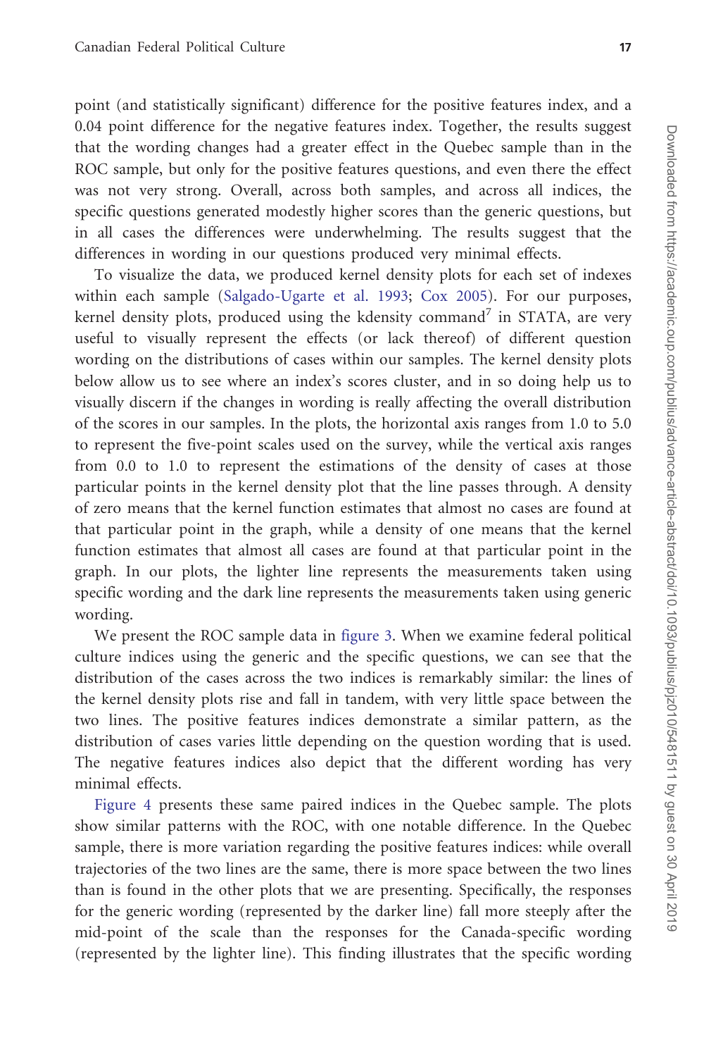point (and statistically significant) difference for the positive features index, and a 0.04 point difference for the negative features index. Together, the results suggest that the wording changes had a greater effect in the Quebec sample than in the ROC sample, but only for the positive features questions, and even there the effect was not very strong. Overall, across both samples, and across all indices, the specific questions generated modestly higher scores than the generic questions, but in all cases the differences were underwhelming. The results suggest that the differences in wording in our questions produced very minimal effects.

To visualize the data, we produced kernel density plots for each set of indexes within each sample (Salgado-Ugarte et al. 1993; Cox 2005). For our purposes, kernel density plots, produced using the kdensity command[7] in STATA, are very useful to visually represent the effects (or lack thereof) of different question wording on the distributions of cases within our samples. The kernel density plots below allow us to see where an index's scores cluster, and in so doing help us to visually discern if the changes in wording is really affecting the overall distribution of the scores in our samples. In the plots, the horizontal axis ranges from 1.0 to 5.0 to represent the five-point scales used on the survey, while the vertical axis ranges from 0.0 to 1.0 to represent the estimations of the density of cases at those particular points in the kernel density plot that the line passes through. A density of zero means that the kernel function estimates that almost no cases are found at that particular point in the graph, while a density of one means that the kernel function estimates that almost all cases are found at that particular point in the graph. In our plots, the lighter line represents the measurements taken using specific wording and the dark line represents the measurements taken using generic wording.

We present the ROC sample data in figure 3. When we examine federal political culture indices using the generic and the specific questions, we can see that the distribution of the cases across the two indices is remarkably similar: the lines of the kernel density plots rise and fall in tandem, with very little space between the two lines. The positive features indices demonstrate a similar pattern, as the distribution of cases varies little depending on the question wording that is used. The negative features indices also depict that the different wording has very minimal effects.

Figure 4 presents these same paired indices in the Quebec sample. The plots show similar patterns with the ROC, with one notable difference. In the Quebec sample, there is more variation regarding the positive features indices: while overall trajectories of the two lines are the same, there is more space between the two lines than is found in the other plots that we are presenting. Specifically, the responses for the generic wording (represented by the darker line) fall more steeply after the mid-point of the scale than the responses for the Canada-specific wording (represented by the lighter line). This finding illustrates that the specific wording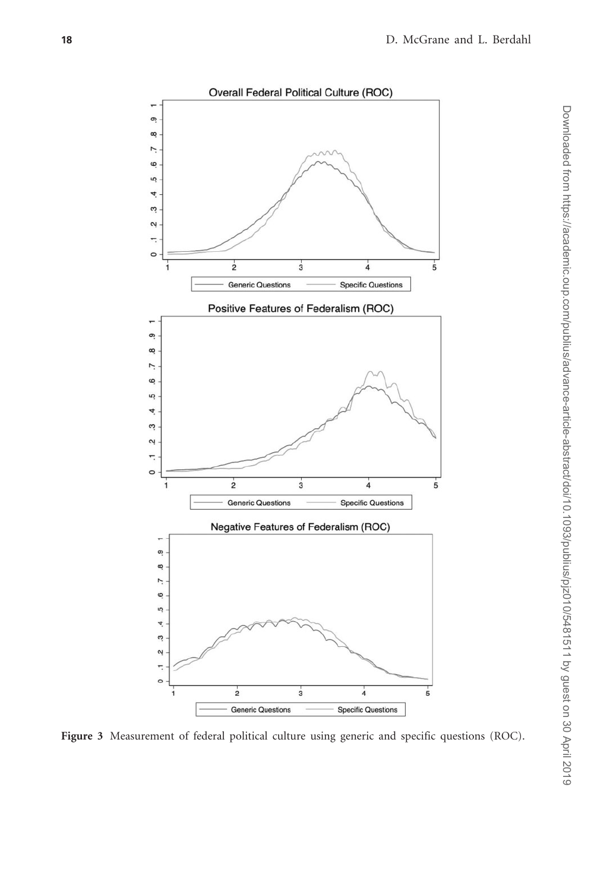Figure 3 Measurement of federal political culture using generic and specific questions (ROC).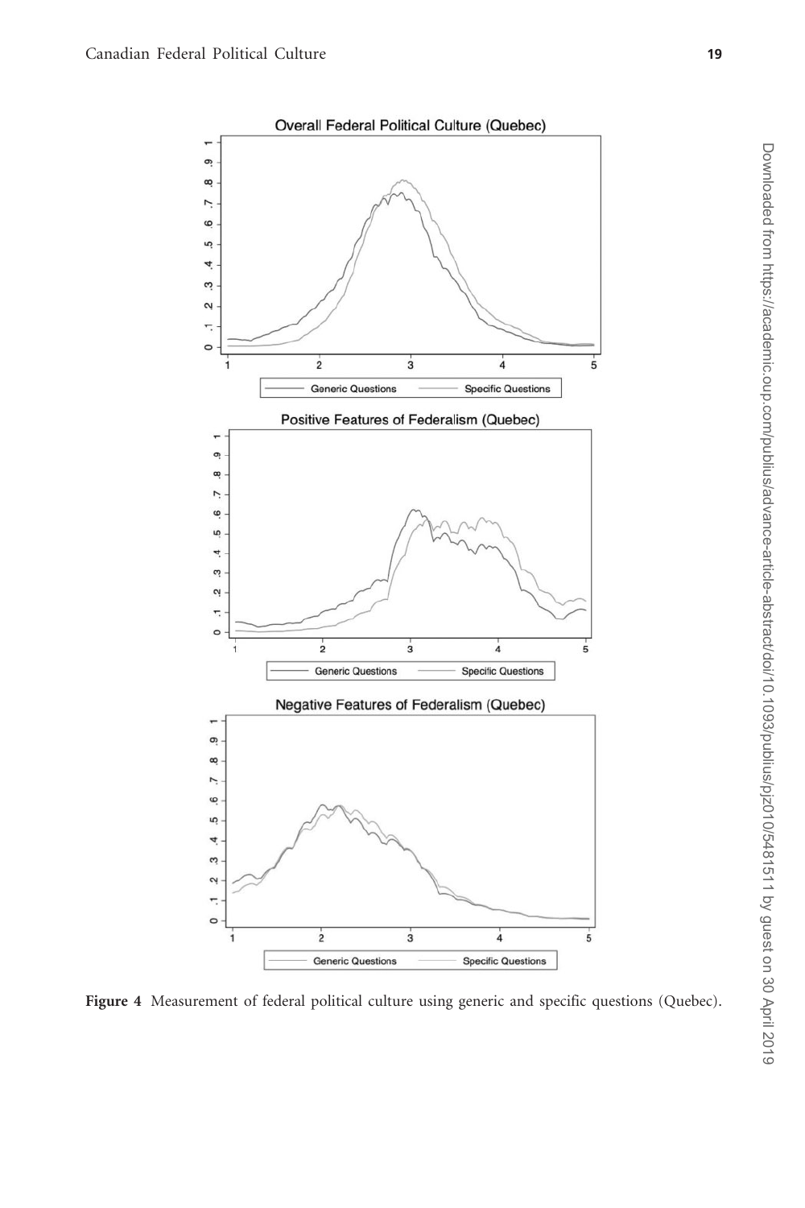**Figure 4** Measurement of federal political culture using generic and specific questions (Quebec).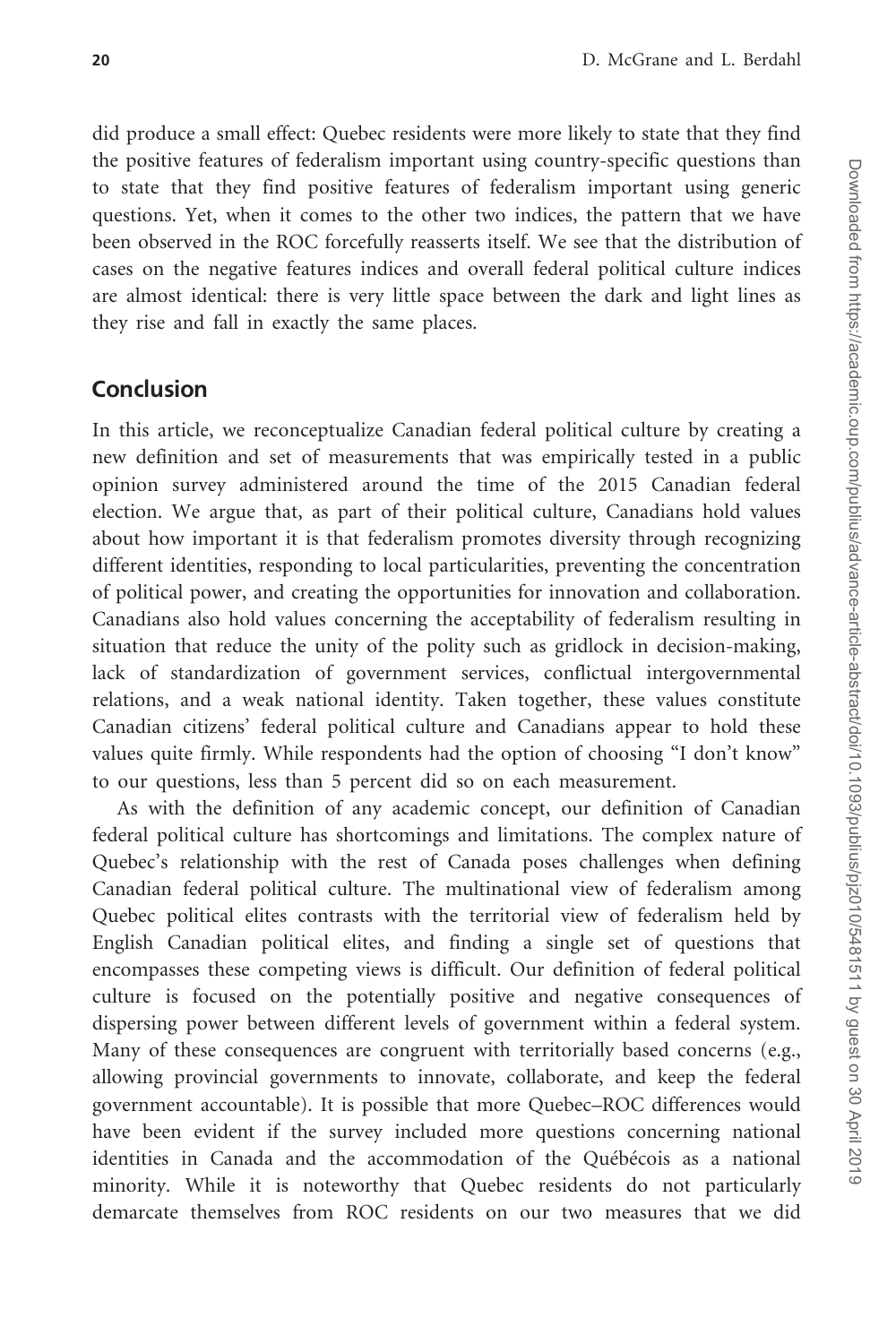did produce a small effect: Quebec residents were more likely to state that they find the positive features of federalism important using country-specific questions than to state that they find positive features of federalism important using generic questions. Yet, when it comes to the other two indices, the pattern that we have been observed in the ROC forcefully reasserts itself. We see that the distribution of cases on the negative features indices and overall federal political culture indices are almost identical: there is very little space between the dark and light lines as they rise and fall in exactly the same places.

## Conclusion

In this article, we reconceptualize Canadian federal political culture by creating a new definition and set of measurements that was empirically tested in a public opinion survey administered around the time of the 2015 Canadian federal election. We argue that, as part of their political culture, Canadians hold values about how important it is that federalism promotes diversity through recognizing different identities, responding to local particularities, preventing the concentration of political power, and creating the opportunities for innovation and collaboration. Canadians also hold values concerning the acceptability of federalism resulting in situation that reduce the unity of the polity such as gridlock in decision-making, lack of standardization of government services, conflictual intergovernmental relations, and a weak national identity. Taken together, these values constitute Canadian citizens' federal political culture and Canadians appear to hold these values quite firmly. While respondents had the option of choosing "I don't know" to our questions, less than 5 percent did so on each measurement.

As with the definition of any academic concept, our definition of Canadian federal political culture has shortcomings and limitations. The complex nature of Quebec's relationship with the rest of Canada poses challenges when defining Canadian federal political culture. The multinational view of federalism among Quebec political elites contrasts with the territorial view of federalism held by English Canadian political elites, and finding a single set of questions that encompasses these competing views is difficult. Our definition of federal political culture is focused on the potentially positive and negative consequences of dispersing power between different levels of government within a federal system. Many of these consequences are congruent with territorially based concerns (e.g., allowing provincial governments to innovate, collaborate, and keep the federal government accountable). It is possible that more Quebec–ROC differences would have been evident if the survey included more questions concerning national identities in Canada and the accommodation of the Québécois as a national minority. While it is noteworthy that Quebec residents do not particularly demarcate themselves from ROC residents on our two measures that we did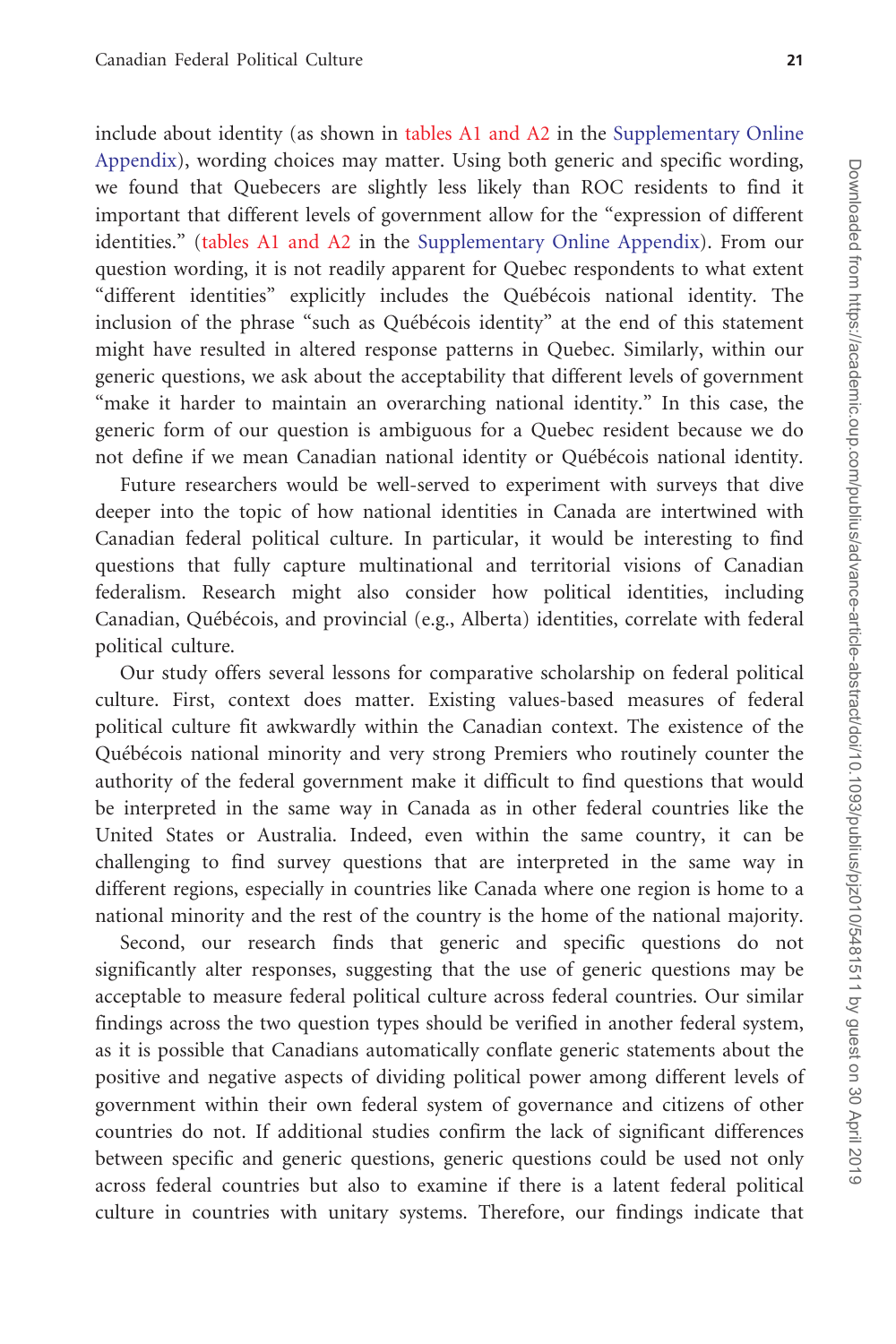include about identity (as shown in tables A1 and A2 in the Supplementary Online Appendix), wording choices may matter. Using both generic and specific wording, we found that Quebecers are slightly less likely than ROC residents to find it important that different levels of government allow for the "expression of different identities." (tables A1 and A2 in the Supplementary Online Appendix). From our question wording, it is not readily apparent for Quebec respondents to what extent "different identities" explicitly includes the Québécois national identity. The inclusion of the phrase "such as Québécois identity" at the end of this statement might have resulted in altered response patterns in Quebec. Similarly, within our generic questions, we ask about the acceptability that different levels of government "make it harder to maintain an overarching national identity." In this case, the generic form of our question is ambiguous for a Quebec resident because we do not define if we mean Canadian national identity or Québécois national identity.

Future researchers would be well-served to experiment with surveys that dive deeper into the topic of how national identities in Canada are intertwined with Canadian federal political culture. In particular, it would be interesting to find questions that fully capture multinational and territorial visions of Canadian federalism. Research might also consider how political identities, including Canadian, Québécois, and provincial (e.g., Alberta) identities, correlate with federal political culture.

Our study offers several lessons for comparative scholarship on federal political culture. First, context does matter. Existing values-based measures of federal political culture fit awkwardly within the Canadian context. The existence of the Québécois national minority and very strong Premiers who routinely counter the authority of the federal government make it difficult to find questions that would be interpreted in the same way in Canada as in other federal countries like the United States or Australia. Indeed, even within the same country, it can be challenging to find survey questions that are interpreted in the same way in different regions, especially in countries like Canada where one region is home to a national minority and the rest of the country is the home of the national majority.

Second, our research finds that generic and specific questions do not significantly alter responses, suggesting that the use of generic questions may be acceptable to measure federal political culture across federal countries. Our similar findings across the two question types should be verified in another federal system, as it is possible that Canadians automatically conflate generic statements about the positive and negative aspects of dividing political power among different levels of government within their own federal system of governance and citizens of other countries do not. If additional studies confirm the lack of significant differences between specific and generic questions, generic questions could be used not only across federal countries but also to examine if there is a latent federal political culture in countries with unitary systems. Therefore, our findings indicate that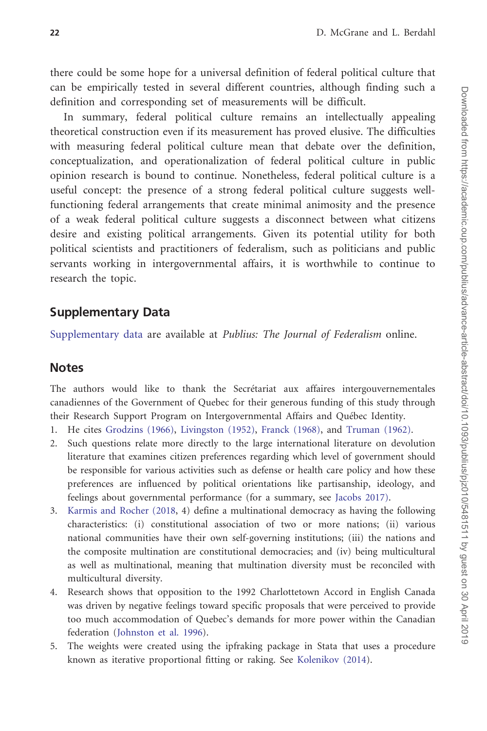there could be some hope for a universal definition of federal political culture that can be empirically tested in several different countries, although finding such a definition and corresponding set of measurements will be difficult.

In summary, federal political culture remains an intellectually appealing theoretical construction even if its measurement has proved elusive. The difficulties with measuring federal political culture mean that debate over the definition, conceptualization, and operationalization of federal political culture in public opinion research is bound to continue. Nonetheless, federal political culture is a useful concept: the presence of a strong federal political culture suggests well-functioning federal arrangements that create minimal animosity and the presence of a weak federal political culture suggests a disconnect between what citizens desire and existing political arrangements. Given its potential utility for both political scientists and practitioners of federalism, such as politicians and public servants working in intergovernmental affairs, it is worthwhile to continue to research the topic.

## Supplementary Data

Supplementary data are available at *Publius: The Journal of Federalism* online.

## Notes

The authors would like to thank the Secrétariat aux affaires intergouvernementales canadiennes of the Government of Quebec for their generous funding of this study through their Research Support Program on Intergovernmental Affairs and Québec Identity.

1. He cites Grodzins (1966), Livingston (1952), Franck (1968), and Truman (1962).
2. Such questions relate more directly to the large international literature on devolution literature that examines citizen preferences regarding which level of government should be responsible for various activities such as defense or health care policy and how these preferences are influenced by political orientations like partisanship, ideology, and feelings about governmental performance (for a summary, see Jacobs 2017).
3. Karmis and Rocher (2018, 4) define a multinational democracy as having the following characteristics: (i) constitutional association of two or more nations; (ii) various national communities have their own self-governing institutions; (iii) the nations and the composite multination are constitutional democracies; and (iv) being multicultural as well as multinational, meaning that multination diversity must be reconciled with multicultural diversity.
4. Research shows that opposition to the 1992 Charlottetown Accord in English Canada was driven by negative feelings toward specific proposals that were perceived to provide too much accommodation of Quebec's demands for more power within the Canadian federation (Johnston et al. 1996).
5. The weights were created using the ipfraking package in Stata that uses a procedure known as iterative proportional fitting or raking. See Kolenikov (2014).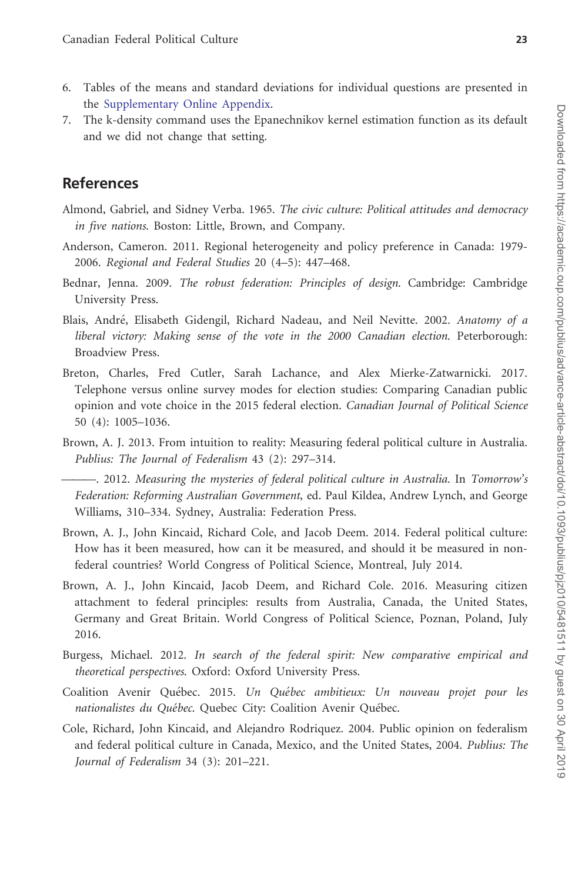6. Tables of the means and standard deviations for individual questions are presented in the Supplementary Online Appendix.
7. The k-density command uses the Epanechnikov kernel estimation function as its default and we did not change that setting.

## References

Almond, Gabriel, and Sidney Verba. 1965. *The civic culture: Political attitudes and democracy in five nations*. Boston: Little, Brown, and Company.

Anderson, Cameron. 2011. Regional heterogeneity and policy preference in Canada: 1979-2006. *Regional and Federal Studies* 20 (4–5): 447–468.

Bednar, Jenna. 2009. *The robust federation: Principles of design*. Cambridge: Cambridge University Press.

Blais, André, Elisabeth Gidengil, Richard Nadeau, and Neil Nevitte. 2002. *Anatomy of a liberal victory: Making sense of the vote in the 2000 Canadian election*. Peterborough: Broadview Press.

Breton, Charles, Fred Cutler, Sarah Lachance, and Alex Mierke-Zatwarnicki. 2017. Telephone versus online survey modes for election studies: Comparing Canadian public opinion and vote choice in the 2015 federal election. *Canadian Journal of Political Science* 50 (4): 1005–1036.

Brown, A. J. 2013. From intuition to reality: Measuring federal political culture in Australia. *Publius: The Journal of Federalism* 43 (2): 297–314.

———. 2012. *Measuring the mysteries of federal political culture in Australia*. In *Tomorrow's Federation: Reforming Australian Government*, ed. Paul Kildea, Andrew Lynch, and George Williams, 310–334. Sydney, Australia: Federation Press.

Brown, A. J., John Kincaid, Richard Cole, and Jacob Deem. 2014. Federal political culture: How has it been measured, how can it be measured, and should it be measured in non-federal countries? World Congress of Political Science, Montreal, July 2014.

Brown, A. J., John Kincaid, Jacob Deem, and Richard Cole. 2016. Measuring citizen attachment to federal principles: results from Australia, Canada, the United States, Germany and Great Britain. World Congress of Political Science, Poznan, Poland, July 2016.

Burgess, Michael. 2012. *In search of the federal spirit: New comparative empirical and theoretical perspectives*. Oxford: Oxford University Press.

Coalition Avenir Québec. 2015. *Un Québec ambitieux: Un nouveau projet pour les nationalistes du Québec*. Quebec City: Coalition Avenir Québec.

Cole, Richard, John Kincaid, and Alejandro Rodriquez. 2004. Public opinion on federalism and federal political culture in Canada, Mexico, and the United States, 2004. *Publius: The Journal of Federalism* 34 (3): 201–221.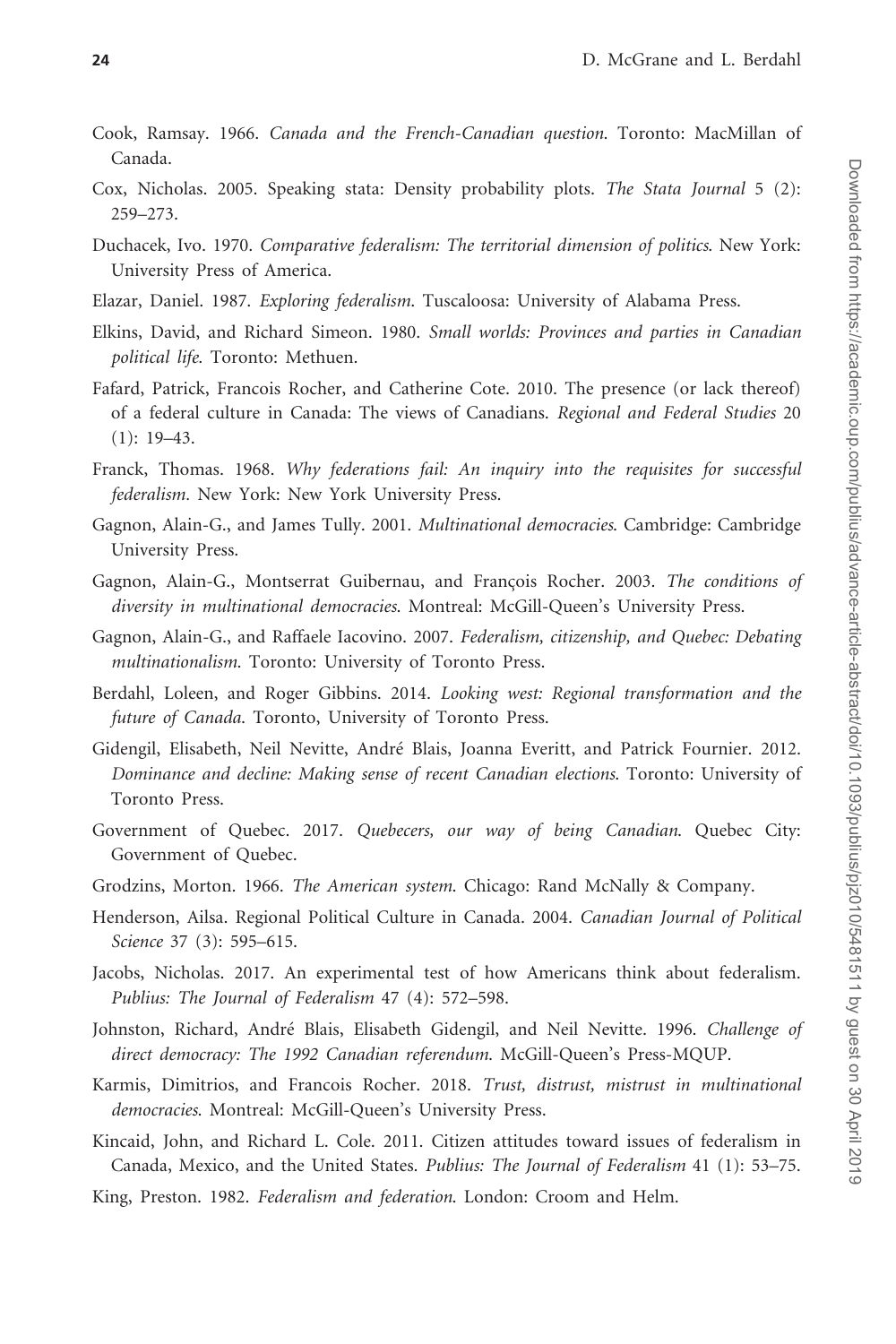Cook, Ramsay. 1966. *Canada and the French-Canadian question*. Toronto: MacMillan of Canada.

Cox, Nicholas. 2005. Speaking stata: Density probability plots. *The Stata Journal* 5 (2): 259–273.

Duchacek, Ivo. 1970. *Comparative federalism: The territorial dimension of politics*. New York: University Press of America.

Elazar, Daniel. 1987. *Exploring federalism*. Tuscaloosa: University of Alabama Press.

Elkins, David, and Richard Simeon. 1980. *Small worlds: Provinces and parties in Canadian political life*. Toronto: Methuen.

Fafard, Patrick, Francois Rocher, and Catherine Cote. 2010. The presence (or lack thereof) of a federal culture in Canada: The views of Canadians. *Regional and Federal Studies* 20 (1): 19–43.

Franck, Thomas. 1968. *Why federations fail: An inquiry into the requisites for successful federalism*. New York: New York University Press.

Gagnon, Alain-G., and James Tully. 2001. *Multinational democracies*. Cambridge: Cambridge University Press.

Gagnon, Alain-G., Montserrat Guibernau, and François Rocher. 2003. *The conditions of diversity in multinational democracies*. Montreal: McGill-Queen's University Press.

Gagnon, Alain-G., and Raffaele Iacovino. 2007. *Federalism, citizenship, and Quebec: Debating multinationalism*. Toronto: University of Toronto Press.

Berdahl, Loleen, and Roger Gibbins. 2014. *Looking west: Regional transformation and the future of Canada*. Toronto, University of Toronto Press.

Gidengil, Elisabeth, Neil Nevitte, André Blais, Joanna Everitt, and Patrick Fournier. 2012. *Dominance and decline: Making sense of recent Canadian elections*. Toronto: University of Toronto Press.

Government of Quebec. 2017. *Quebecers, our way of being Canadian*. Quebec City: Government of Quebec.

Grodzins, Morton. 1966. *The American system*. Chicago: Rand McNally & Company.

Henderson, Ailsa. Regional Political Culture in Canada. 2004. *Canadian Journal of Political Science* 37 (3): 595–615.

Jacobs, Nicholas. 2017. An experimental test of how Americans think about federalism. *Publius: The Journal of Federalism* 47 (4): 572–598.

Johnston, Richard, André Blais, Elisabeth Gidengil, and Neil Nevitte. 1996. *Challenge of direct democracy: The 1992 Canadian referendum*. McGill-Queen's Press-MQUP.

Karmis, Dimitrios, and Francois Rocher. 2018. *Trust, distrust, mistrust in multinational democracies*. Montreal: McGill-Queen's University Press.

Kincaid, John, and Richard L. Cole. 2011. Citizen attitudes toward issues of federalism in Canada, Mexico, and the United States. *Publius: The Journal of Federalism* 41 (1): 53–75.

King, Preston. 1982. *Federalism and federation*. London: Croom and Helm.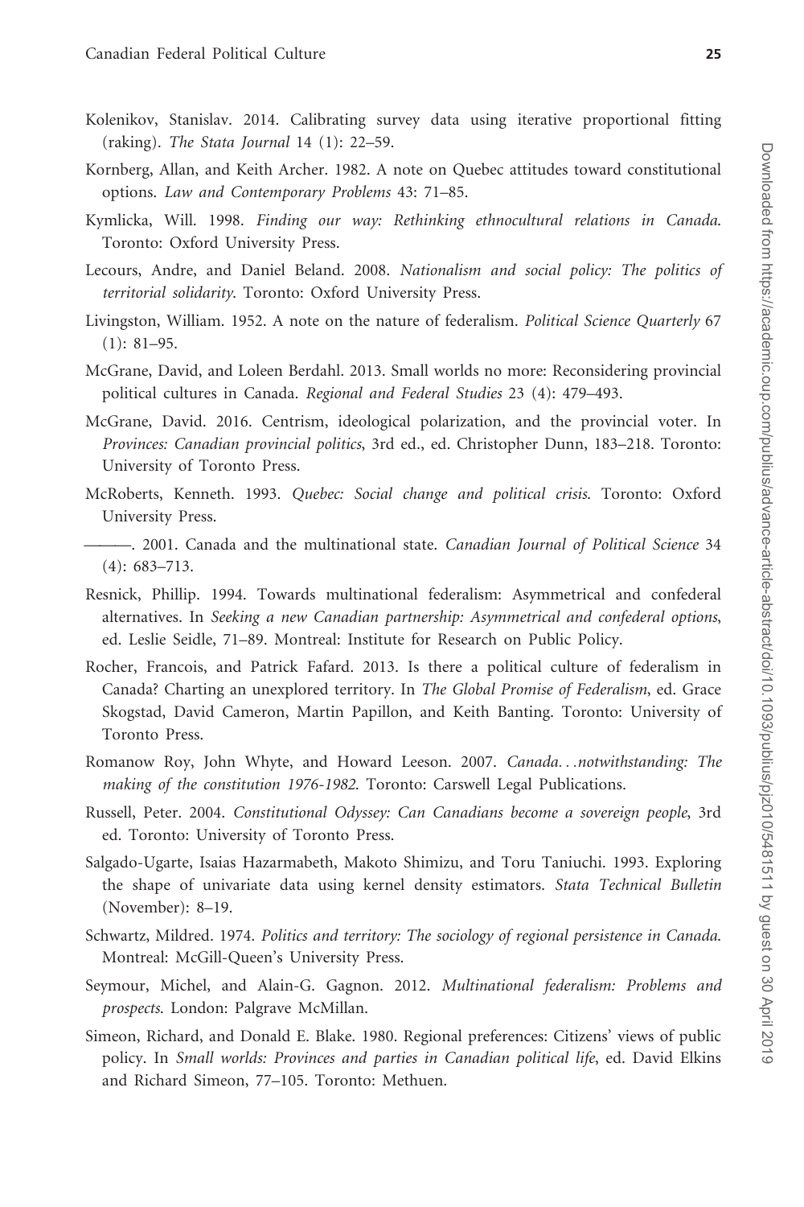Kolenikov, Stanislav. 2014. Calibrating survey data using iterative proportional fitting (raking). *The Stata Journal* 14 (1): 22–59.

Kornberg, Allan, and Keith Archer. 1982. A note on Quebec attitudes toward constitutional options. *Law and Contemporary Problems* 43: 71–85.

Kymlicka, Will. 1998. *Finding our way: Rethinking ethnocultural relations in Canada*. Toronto: Oxford University Press.

Lecours, Andre, and Daniel Beland. 2008. *Nationalism and social policy: The politics of territorial solidarity*. Toronto: Oxford University Press.

Livingston, William. 1952. A note on the nature of federalism. *Political Science Quarterly* 67 (1): 81–95.

McGrane, David, and Loleen Berdahl. 2013. Small worlds no more: Reconsidering provincial political cultures in Canada. *Regional and Federal Studies* 23 (4): 479–493.

McGrane, David. 2016. Centrism, ideological polarization, and the provincial voter. In *Provinces: Canadian provincial politics*, 3rd ed., ed. Christopher Dunn, 183–218. Toronto: University of Toronto Press.

McRoberts, Kenneth. 1993. *Quebec: Social change and political crisis*. Toronto: Oxford University Press.

———. 2001. Canada and the multinational state. *Canadian Journal of Political Science* 34 (4): 683–713.

Resnick, Phillip. 1994. Towards multinational federalism: Asymmetrical and confederal alternatives. In *Seeking a new Canadian partnership: Asymmetrical and confederal options*, ed. Leslie Seidle, 71–89. Montreal: Institute for Research on Public Policy.

Rocher, Francois, and Patrick Fafard. 2013. Is there a political culture of federalism in Canada? Charting an unexplored territory. In *The Global Promise of Federalism*, ed. Grace Skogstad, David Cameron, Martin Papillon, and Keith Banting. Toronto: University of Toronto Press.

Romanow Roy, John Whyte, and Howard Leeson. 2007. *Canada…notwithstanding: The making of the constitution 1976-1982*. Toronto: Carswell Legal Publications.

Russell, Peter. 2004. *Constitutional Odyssey: Can Canadians become a sovereign people*, 3rd ed. Toronto: University of Toronto Press.

Salgado-Ugarte, Isaias Hazarmabeth, Makoto Shimizu, and Toru Taniuchi. 1993. Exploring the shape of univariate data using kernel density estimators. *Stata Technical Bulletin* (November): 8–19.

Schwartz, Mildred. 1974. *Politics and territory: The sociology of regional persistence in Canada*. Montreal: McGill-Queen's University Press.

Seymour, Michel, and Alain-G. Gagnon. 2012. *Multinational federalism: Problems and prospects*. London: Palgrave McMillan.

Simeon, Richard, and Donald E. Blake. 1980. Regional preferences: Citizens' views of public policy. In *Small worlds: Provinces and parties in Canadian political life*, ed. David Elkins and Richard Simeon, 77–105. Toronto: Methuen.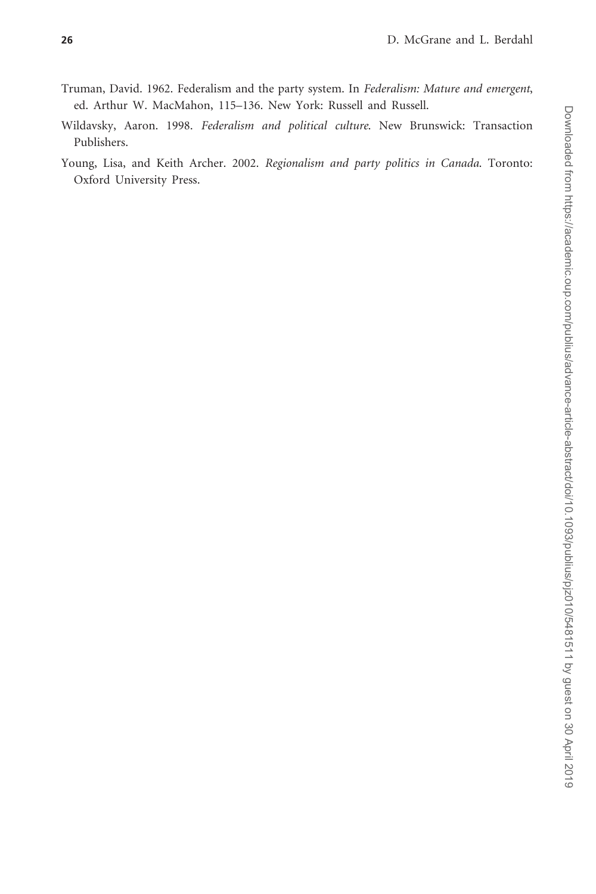Truman, David. 1962. Federalism and the party system. In *Federalism: Mature and emergent*, ed. Arthur W. MacMahon, 115–136. New York: Russell and Russell.

Wildavsky, Aaron. 1998. *Federalism and political culture*. New Brunswick: Transaction Publishers.

Young, Lisa, and Keith Archer. 2002. *Regionalism and party politics in Canada*. Toronto: Oxford University Press.